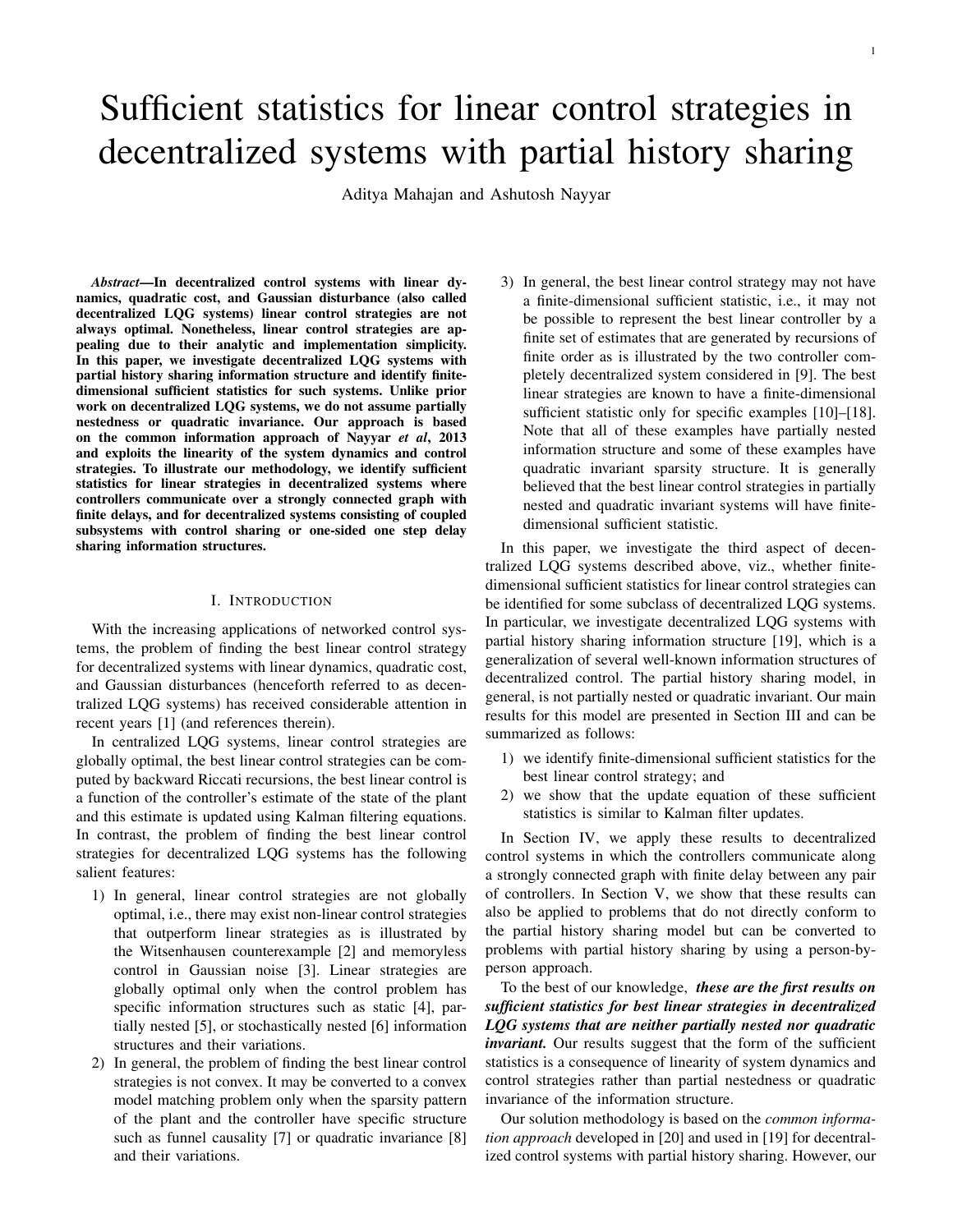# Sufficient statistics for linear control strategies in decentralized systems with partial history sharing

Aditya Mahajan and Ashutosh Nayyar

***Abstract*—In decentralized control systems with linear dynamics, quadratic cost, and Gaussian disturbance (also called decentralized LQG systems) linear control strategies are not always optimal. Nonetheless, linear control strategies are appealing due to their analytic and implementation simplicity. In this paper, we investigate decentralized LQG systems with partial history sharing information structure and identify finite-dimensional sufficient statistics for such systems. Unlike prior work on decentralized LQG systems, we do not assume partially nestedness or quadratic invariance. Our approach is based on the common information approach of Nayyar *et al*, 2013 and exploits the linearity of the system dynamics and control strategies. To illustrate our methodology, we identify sufficient statistics for linear strategies in decentralized systems where controllers communicate over a strongly connected graph with finite delays, and for decentralized systems consisting of coupled subsystems with control sharing or one-sided one step delay sharing information structures.**

## I. Introduction

With the increasing applications of networked control systems, the problem of finding the best linear control strategy for decentralized systems with linear dynamics, quadratic cost, and Gaussian disturbances (henceforth referred to as decentralized LQG systems) has received considerable attention in recent years [1] (and references therein).

In centralized LQG systems, linear control strategies are globally optimal, the best linear control strategies can be computed by backward Riccati recursions, the best linear control is a function of the controller's estimate of the state of the plant and this estimate is updated using Kalman filtering equations. In contrast, the problem of finding the best linear control strategies for decentralized LQG systems has the following salient features:

1) In general, linear control strategies are not globally optimal, i.e., there may exist non-linear control strategies that outperform linear strategies as is illustrated by the Witsenhausen counterexample [2] and memoryless control in Gaussian noise [3]. Linear strategies are globally optimal only when the control problem has specific information structures such as static [4], partially nested [5], or stochastically nested [6] information structures and their variations.
2) In general, the problem of finding the best linear control strategies is not convex. It may be converted to a convex model matching problem only when the sparsity pattern of the plant and the controller have specific structure such as funnel causality [7] or quadratic invariance [8] and their variations.
3) In general, the best linear control strategy may not have a finite-dimensional sufficient statistic, i.e., it may not be possible to represent the best linear controller by a finite set of estimates that are generated by recursions of finite order as is illustrated by the two controller completely decentralized system considered in [9]. The best linear strategies are known to have a finite-dimensional sufficient statistic only for specific examples [10]–[18]. Note that all of these examples have partially nested information structure and some of these examples have quadratic invariant sparsity structure. It is generally believed that the best linear control strategies in partially nested and quadratic invariant systems will have finite-dimensional sufficient statistic.

In this paper, we investigate the third aspect of decentralized LQG systems described above, viz., whether finite-dimensional sufficient statistics for linear control strategies can be identified for some subclass of decentralized LQG systems. In particular, we investigate decentralized LQG systems with partial history sharing information structure [19], which is a generalization of several well-known information structures of decentralized control. The partial history sharing model, in general, is not partially nested or quadratic invariant. Our main results for this model are presented in Section III and can be summarized as follows:

1) we identify finite-dimensional sufficient statistics for the best linear control strategy; and
2) we show that the update equation of these sufficient statistics is similar to Kalman filter updates.

In Section IV, we apply these results to decentralized control systems in which the controllers communicate along a strongly connected graph with finite delay between any pair of controllers. In Section V, we show that these results can also be applied to problems that do not directly conform to the partial history sharing model but can be converted to problems with partial history sharing by using a person-by-person approach.

To the best of our knowledge, ***these are the first results on sufficient statistics for best linear strategies in decentralized LQG systems that are neither partially nested nor quadratic invariant.*** Our results suggest that the form of the sufficient statistics is a consequence of linearity of system dynamics and control strategies rather than partial nestedness or quadratic invariance of the information structure.

Our solution methodology is based on the *common information approach* developed in [20] and used in [19] for decentralized control systems with partial history sharing. However, our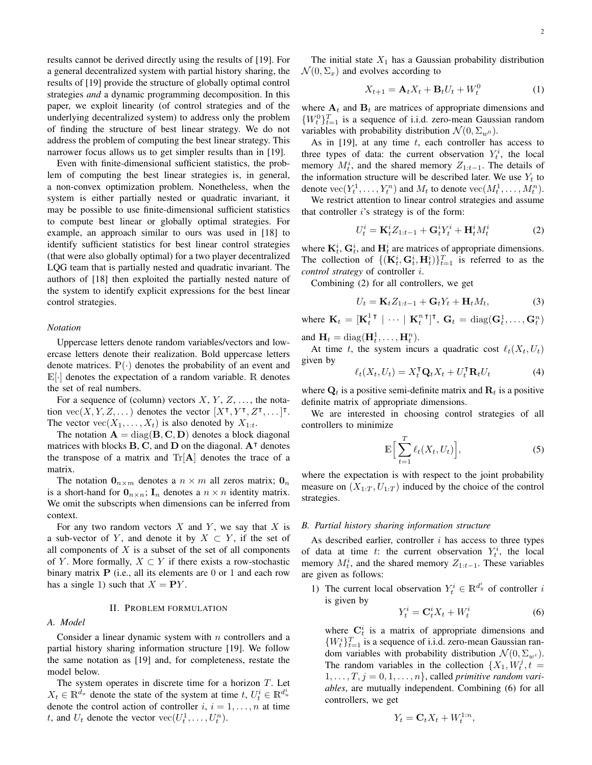results cannot be derived directly using the results of [19]. For a general decentralized system with partial history sharing, the results of [19] provide the structure of globally optimal control strategies *and* a dynamic programming decomposition. In this paper, we exploit linearity (of control strategies and of the underlying decentralized system) to address only the problem of finding the structure of best linear strategy. We do not address the problem of computing the best linear strategy. This narrower focus allows us to get simpler results than in [19].

Even with finite-dimensional sufficient statistics, the problem of computing the best linear strategies is, in general, a non-convex optimization problem. Nonetheless, when the system is either partially nested or quadratic invariant, it may be possible to use finite-dimensional sufficient statistics to compute best linear or globally optimal strategies. For example, an approach similar to ours was used in [18] to identify sufficient statistics for best linear control strategies (that were also globally optimal) for a two player decentralized LQG team that is partially nested and quadratic invariant. The authors of [18] then exploited the partially nested nature of the system to identify explicit expressions for the best linear control strategies.

### *Notation*

Uppercase letters denote random variables/vectors and lowercase letters denote their realization. Bold uppercase letters denote matrices. $\mathbb{P}(\cdot)$ denotes the probability of an event and $\mathbb{E}[\cdot]$ denotes the expectation of a random variable. $\mathbb{R}$ denotes the set of real numbers.

For a sequence of (column) vectors $X, Y, Z, \ldots$, the notation $\text{vec}(X, Y, Z, \ldots)$ denotes the vector $[X^\intercal, Y^\intercal, Z^\intercal, \ldots]^\intercal$. The vector $\text{vec}(X_1, \ldots, X_t)$ is also denoted by $X_{1:t}$.

The notation $\mathbf{A} = \text{diag}(\mathbf{B}, \mathbf{C}, \mathbf{D})$ denotes a block diagonal matrices with blocks $\mathbf{B}$, $\mathbf{C}$, and $\mathbf{D}$ on the diagonal. $\mathbf{A}^\intercal$ denotes the transpose of a matrix and $\text{Tr}[\mathbf{A}]$ denotes the trace of a matrix.

The notation $\mathbf{0}_{n\times m}$ denotes a $n \times m$ all zeros matrix; $\mathbf{0}_n$ is a short-hand for $\mathbf{0}_{n\times n}$; $\mathbf{I}_n$ denotes a $n \times n$ identity matrix. We omit the subscripts when dimensions can be inferred from context.

For any two random vectors $X$ and $Y$, we say that $X$ is a sub-vector of $Y$, and denote it by $X \subset Y$, if the set of all components of $X$ is a subset of the set of all components of $Y$. More formally, $X \subset Y$ if there exists a row-stochastic binary matrix $\mathbf{P}$ (i.e., all its elements are 0 or 1 and each row has a single 1) such that $X = \mathbf{P}Y$.

## II. Problem formulation

### *A. Model*

Consider a linear dynamic system with $n$ controllers and a partial history sharing information structure [19]. We follow the same notation as [19] and, for completeness, restate the model below.

The system operates in discrete time for a horizon $T$. Let $X_t \in \mathbb{R}^{d_x}$ denote the state of the system at time $t$, $U_t^i \in \mathbb{R}^{d_u^i}$ denote the control action of controller $i$, $i = 1, \ldots, n$ at time $t$, and $U_t$ denote the vector $\text{vec}(U_t^1, \ldots, U_t^n)$.

The initial state $X_1$ has a Gaussian probability distribution $\mathcal{N}(0, \Sigma_x)$ and evolves according to

$$X_{t+1} = \mathbf{A}_t X_t + \mathbf{B}_t U_t + W_t^0 \tag{1}$$

where $\mathbf{A}_t$ and $\mathbf{B}_t$ are matrices of appropriate dimensions and $\{W_t^0\}_{t=1}^T$ is a sequence of i.i.d. zero-mean Gaussian random variables with probability distribution $\mathcal{N}(0, \Sigma_{w^0})$.

As in [19], at any time $t$, each controller has access to three types of data: the current observation $Y_t^i$, the local memory $M_t^i$, and the shared memory $Z_{1:t-1}$. The details of the information structure will be described later. We use $Y_t$ to denote $\text{vec}(Y_t^1, \ldots, Y_t^n)$ and $M_t$ to denote $\text{vec}(M_t^1, \ldots, M_t^n)$.

We restrict attention to linear control strategies and assume that controller $i$'s strategy is of the form:

$$U_t^i = \mathbf{K}_t^i Z_{1:t-1} + \mathbf{G}_t^i Y_t^i + \mathbf{H}_t^i M_t^i \tag{2}$$

where $\mathbf{K}_t^i$, $\mathbf{G}_t^i$, and $\mathbf{H}_t^i$ are matrices of appropriate dimensions. The collection of $\{(\mathbf{K}_t^i, \mathbf{G}_t^i, \mathbf{H}_t^i)\}_{t=1}^T$ is referred to as the *control strategy* of controller $i$.

Combining (2) for all controllers, we get

$$U_t = \mathbf{K}_t Z_{1:t-1} + \mathbf{G}_t Y_t + \mathbf{H}_t M_t, \tag{3}$$

where $\mathbf{K}_t = [\mathbf{K}_t^{1\intercal} \mid \cdots \mid \mathbf{K}_t^{n\intercal}]^\intercal$, $\mathbf{G}_t = \text{diag}(\mathbf{G}_t^1, \ldots, \mathbf{G}_t^n)$ and $\mathbf{H}_t = \text{diag}(\mathbf{H}_t^1, \ldots, \mathbf{H}_t^n)$.

At time $t$, the system incurs a quadratic cost $\ell_t(X_t, U_t)$ given by

$$\ell_t(X_t, U_t) = X_t^\intercal \mathbf{Q}_t X_t + U_t^\intercal \mathbf{R}_t U_t \tag{4}$$

where $\mathbf{Q}_t$ is a positive semi-definite matrix and $\mathbf{R}_t$ is a positive definite matrix of appropriate dimensions.

We are interested in choosing control strategies of all controllers to minimize

$$\mathbb{E}\Big[\sum_{t=1}^{T} \ell_t(X_t, U_t)\Big], \tag{5}$$

where the expectation is with respect to the joint probability measure on $(X_{1:T}, U_{1:T})$ induced by the choice of the control strategies.

### *B. Partial history sharing information structure*

As described earlier, controller $i$ has access to three types of data at time $t$: the current observation $Y_t^i$, the local memory $M_t^i$, and the shared memory $Z_{1:t-1}$. These variables are given as follows:

1) The current local observation $Y_t^i \in \mathbb{R}^{d_y^i}$ of controller $i$ is given by

$$Y_t^i = \mathbf{C}_t^i X_t + W_t^i \tag{6}$$

where $\mathbf{C}_t^i$ is a matrix of appropriate dimensions and $\{W_t^i\}_{t=1}^T$ is a sequence of i.i.d. zero-mean Gaussian random variables with probability distribution $\mathcal{N}(0, \Sigma_{w^i})$. The random variables in the collection $\{X_1, W_t^j, t = 1, \ldots, T, j = 0, 1, \ldots, n\}$, called *primitive random variables*, are mutually independent. Combining (6) for all controllers, we get

$$Y_t = \mathbf{C}_t X_t + W_t^{1:n},$$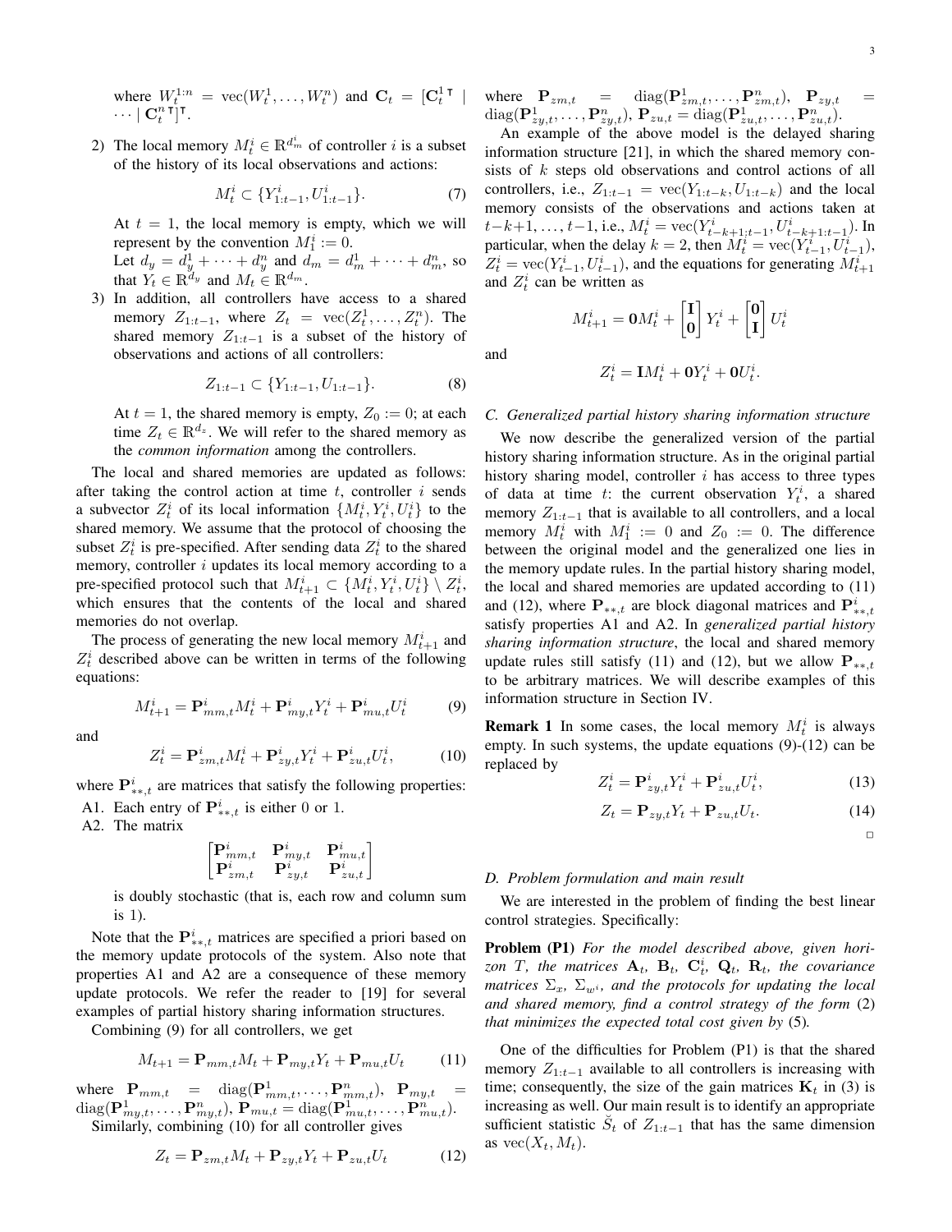where $W_t^{1:n} = \text{vec}(W_t^1, \dots, W_t^n)$ and $\mathbf{C}_t = [\mathbf{C}_t^{1\intercal} \mid \cdots \mid \mathbf{C}_t^{n\intercal}]^\intercal$.

2) The local memory $M_t^i \in \mathbb{R}^{d_m^i}$ of controller $i$ is a subset of the history of its local observations and actions:

$$M_t^i \subset \{Y_{1:t-1}^i, U_{1:t-1}^i\}. \tag{7}$$

At $t = 1$, the local memory is empty, which we will represent by the convention $M_1^i := 0$.

Let $d_y = d_y^1 + \cdots + d_y^n$ and $d_m = d_m^1 + \cdots + d_m^n$, so that $Y_t \in \mathbb{R}^{d_y}$ and $M_t \in \mathbb{R}^{d_m}$.

3) In addition, all controllers have access to a shared memory $Z_{1:t-1}$, where $Z_t = \text{vec}(Z_t^1, \dots, Z_t^n)$. The shared memory $Z_{1:t-1}$ is a subset of the history of observations and actions of all controllers:

$$Z_{1:t-1} \subset \{Y_{1:t-1}, U_{1:t-1}\}. \tag{8}$$

At $t = 1$, the shared memory is empty, $Z_0 := 0$; at each time $Z_t \in \mathbb{R}^{d_z}$. We will refer to the shared memory as the *common information* among the controllers.

The local and shared memories are updated as follows: after taking the control action at time $t$, controller $i$ sends a subvector $Z_t^i$ of its local information $\{M_t^i, Y_t^i, U_t^i\}$ to the shared memory. We assume that the protocol of choosing the subset $Z_t^i$ is pre-specified. After sending data $Z_t^i$ to the shared memory, controller $i$ updates its local memory according to a pre-specified protocol such that $M_{t+1}^i \subset \{M_t^i, Y_t^i, U_t^i\} \setminus Z_t^i$, which ensures that the contents of the local and shared memories do not overlap.

The process of generating the new local memory $M_{t+1}^i$ and $Z_t^i$ described above can be written in terms of the following equations:

$$M_{t+1}^i = \mathbf{P}_{mm,t}^i M_t^i + \mathbf{P}_{my,t}^i Y_t^i + \mathbf{P}_{mu,t}^i U_t^i \tag{9}$$

and

$$Z_t^i = \mathbf{P}_{zm,t}^i M_t^i + \mathbf{P}_{zy,t}^i Y_t^i + \mathbf{P}_{zu,t}^i U_t^i, \tag{10}$$

where $\mathbf{P}_{**,t}^i$ are matrices that satisfy the following properties:

A1. Each entry of $\mathbf{P}_{**,t}^i$ is either 0 or 1.

A2. The matrix

$$\begin{bmatrix} \mathbf{P}_{mm,t}^i & \mathbf{P}_{my,t}^i & \mathbf{P}_{mu,t}^i \\ \mathbf{P}_{zm,t}^i & \mathbf{P}_{zy,t}^i & \mathbf{P}_{zu,t}^i \end{bmatrix}$$

is doubly stochastic (that is, each row and column sum is 1).

Note that the $\mathbf{P}_{**,t}^i$ matrices are specified a priori based on the memory update protocols of the system. Also note that properties A1 and A2 are a consequence of these memory update protocols. We refer the reader to [19] for several examples of partial history sharing information structures.

Combining (9) for all controllers, we get

$$M_{t+1} = \mathbf{P}_{mm,t} M_t + \mathbf{P}_{my,t} Y_t + \mathbf{P}_{mu,t} U_t \tag{11}$$

where $\mathbf{P}_{mm,t} = \text{diag}(\mathbf{P}_{mm,t}^1, \dots, \mathbf{P}_{mm,t}^n)$, $\mathbf{P}_{my,t} = \text{diag}(\mathbf{P}_{my,t}^1, \dots, \mathbf{P}_{my,t}^n)$, $\mathbf{P}_{mu,t} = \text{diag}(\mathbf{P}_{mu,t}^1, \dots, \mathbf{P}_{mu,t}^n)$.

Similarly, combining (10) for all controller gives

$$Z_t = \mathbf{P}_{zm,t} M_t + \mathbf{P}_{zy,t} Y_t + \mathbf{P}_{zu,t} U_t \tag{12}$$

where $\mathbf{P}_{zm,t} = \text{diag}(\mathbf{P}_{zm,t}^1, \dots, \mathbf{P}_{zm,t}^n)$, $\mathbf{P}_{zy,t} = \text{diag}(\mathbf{P}_{zy,t}^1, \dots, \mathbf{P}_{zy,t}^n)$, $\mathbf{P}_{zu,t} = \text{diag}(\mathbf{P}_{zu,t}^1, \dots, \mathbf{P}_{zu,t}^n)$.

An example of the above model is the delayed sharing information structure [21], in which the shared memory consists of $k$ steps old observations and control actions of all controllers, i.e., $Z_{1:t-1} = \text{vec}(Y_{1:t-k}, U_{1:t-k})$ and the local memory consists of the observations and actions taken at $t-k+1, \dots, t-1$, i.e., $M_t^i = \text{vec}(Y_{t-k+1:t-1}^i, U_{t-k+1:t-1}^i)$. In particular, when the delay $k = 2$, then $M_t^i = \text{vec}(Y_{t-1}^i, U_{t-1}^i)$, $Z_t^i = \text{vec}(Y_{t-1}^i, U_{t-1}^i)$, and the equations for generating $M_{t+1}^i$ and $Z_t^i$ can be written as

$$M_{t+1}^i = \mathbf{0} M_t^i + \begin{bmatrix} \mathbf{I} \\ \mathbf{0} \end{bmatrix} Y_t^i + \begin{bmatrix} \mathbf{0} \\ \mathbf{I} \end{bmatrix} U_t^i$$

and

$$Z_t^i = \mathbf{I} M_t^i + \mathbf{0} Y_t^i + \mathbf{0} U_t^i.$$

### C. Generalized partial history sharing information structure

We now describe the generalized version of the partial history sharing information structure. As in the original partial history sharing model, controller $i$ has access to three types of data at time $t$: the current observation $Y_t^i$, a shared memory $Z_{1:t-1}$ that is available to all controllers, and a local memory $M_t^i$ with $M_1^i := 0$ and $Z_0 := 0$. The difference between the original model and the generalized one lies in the memory update rules. In the partial history sharing model, the local and shared memories are updated according to (11) and (12), where $\mathbf{P}_{**,t}$ are block diagonal matrices and $\mathbf{P}_{**,t}^i$ satisfy properties A1 and A2. In *generalized partial history sharing information structure*, the local and shared memory update rules still satisfy (11) and (12), but we allow $\mathbf{P}_{**,t}$ to be arbitrary matrices. We will describe examples of this information structure in Section IV.

**Remark 1** In some cases, the local memory $M_t^i$ is always empty. In such systems, the update equations (9)-(12) can be replaced by

$$Z_t^i = \mathbf{P}_{zy,t}^i Y_t^i + \mathbf{P}_{zu,t}^i U_t^i, \tag{13}$$

$$Z_t = \mathbf{P}_{zy,t} Y_t + \mathbf{P}_{zu,t} U_t. \tag{14}$$

□

### D. Problem formulation and main result

We are interested in the problem of finding the best linear control strategies. Specifically:

**Problem (P1)** *For the model described above, given horizon $T$, the matrices $\mathbf{A}_t$, $\mathbf{B}_t$, $\mathbf{C}_t^i$, $\mathbf{Q}_t$, $\mathbf{R}_t$, the covariance matrices $\Sigma_x$, $\Sigma_{w^i}$, and the protocols for updating the local and shared memory, find a control strategy of the form* (2) *that minimizes the expected total cost given by* (5)*.*

One of the difficulties for Problem (P1) is that the shared memory $Z_{1:t-1}$ available to all controllers is increasing with time; consequently, the size of the gain matrices $\mathbf{K}_t$ in (3) is increasing as well. Our main result is to identify an appropriate sufficient statistic $\breve{S}_t$ of $Z_{1:t-1}$ that has the same dimension as $\text{vec}(X_t, M_t)$.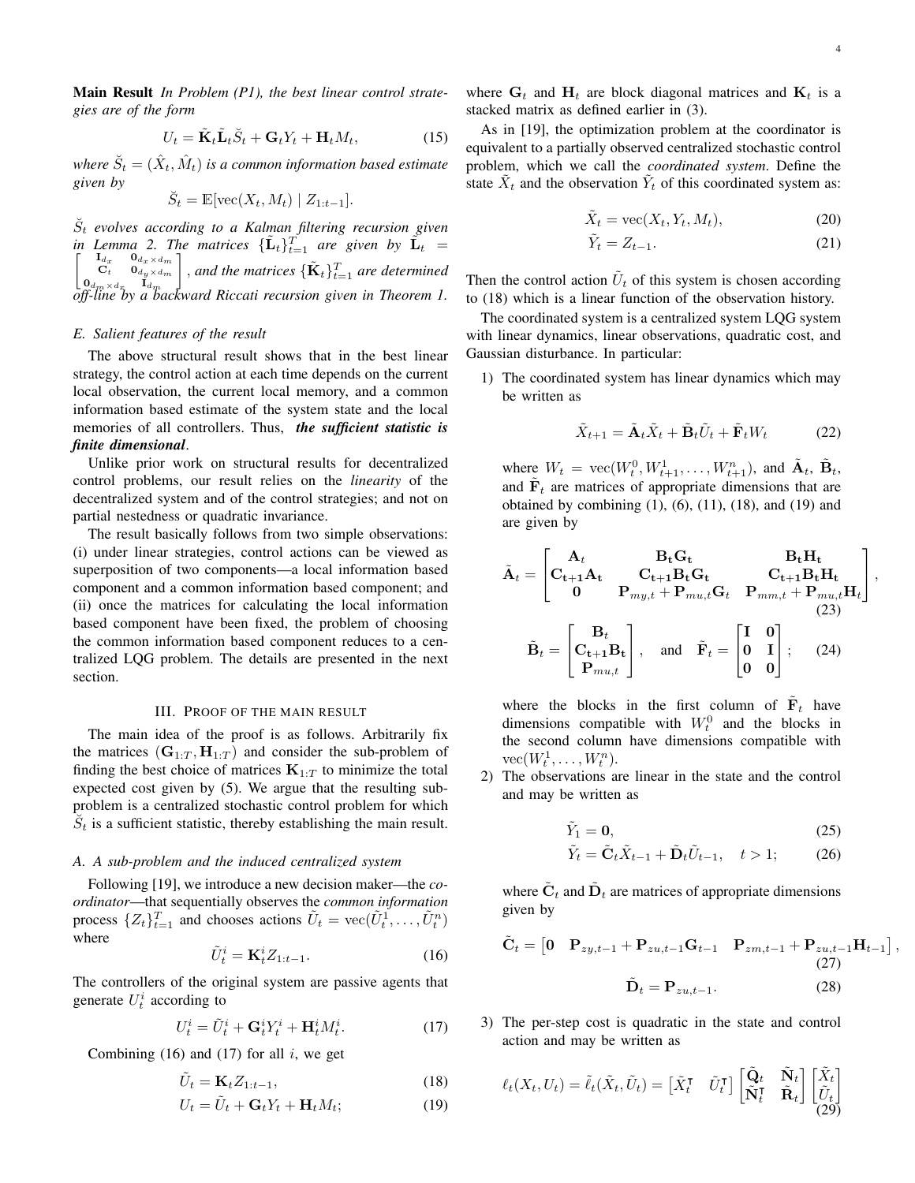**Main Result** *In Problem (P1), the best linear control strategies are of the form*

$$U_t = \tilde{\mathbf{K}}_t \tilde{\mathbf{L}}_t \breve{S}_t + \mathbf{G}_t Y_t + \mathbf{H}_t M_t, \tag{15}$$

*where $\breve{S}_t = (\hat{X}_t, \hat{M}_t)$ is a common information based estimate given by*

$$\breve{S}_t = \mathbb{E}[\text{vec}(X_t, M_t) \mid Z_{1:t-1}].$$

*$\breve{S}_t$ evolves according to a Kalman filtering recursion given in Lemma 2. The matrices $\{\tilde{\mathbf{L}}_t\}_{t=1}^T$ are given by $\tilde{\mathbf{L}}_t = \begin{bmatrix} \mathbf{I}_{d_x} & \mathbf{0}_{d_x \times d_m} \\ \mathbf{C}_t & \mathbf{0}_{d_y \times d_m} \\ \mathbf{0}_{d_m \times d_x} & \mathbf{I}_{d_m} \end{bmatrix}$, and the matrices $\{\tilde{\mathbf{K}}_t\}_{t=1}^T$ are determined off-line by a backward Riccati recursion given in Theorem 1.*

### E. Salient features of the result

The above structural result shows that in the best linear strategy, the control action at each time depends on the current local observation, the current local memory, and a common information based estimate of the system state and the local memories of all controllers. Thus, ***the sufficient statistic is finite dimensional***.

Unlike prior work on structural results for decentralized control problems, our result relies on the *linearity* of the decentralized system and of the control strategies; and not on partial nestedness or quadratic invariance.

The result basically follows from two simple observations: (i) under linear strategies, control actions can be viewed as superposition of two components—a local information based component and a common information based component; and (ii) once the matrices for calculating the local information based component have been fixed, the problem of choosing the common information based component reduces to a centralized LQG problem. The details are presented in the next section.

## III. Proof of the main result

The main idea of the proof is as follows. Arbitrarily fix the matrices $(\mathbf{G}_{1:T}, \mathbf{H}_{1:T})$ and consider the sub-problem of finding the best choice of matrices $\mathbf{K}_{1:T}$ to minimize the total expected cost given by (5). We argue that the resulting sub-problem is a centralized stochastic control problem for which $\breve{S}_t$ is a sufficient statistic, thereby establishing the main result.

### A. A sub-problem and the induced centralized system

Following [19], we introduce a new decision maker—the *coordinator*—that sequentially observes the *common information* process $\{Z_t\}_{t=1}^T$ and chooses actions $\tilde{U}_t = \text{vec}(\tilde{U}_t^1, \dots, \tilde{U}_t^n)$ where

$$\tilde{U}_t^i = \mathbf{K}_t^i Z_{1:t-1}. \tag{16}$$

The controllers of the original system are passive agents that generate $U_t^i$ according to

$$U_t^i = \tilde{U}_t^i + \mathbf{G}_t^i Y_t^i + \mathbf{H}_t^i M_t^i. \tag{17}$$

Combining (16) and (17) for all $i$, we get

$$\tilde{U}_t = \mathbf{K}_t Z_{1:t-1}, \tag{18}$$

$$U_t = \tilde{U}_t + \mathbf{G}_t Y_t + \mathbf{H}_t M_t; \tag{19}$$

where $\mathbf{G}_t$ and $\mathbf{H}_t$ are block diagonal matrices and $\mathbf{K}_t$ is a stacked matrix as defined earlier in (3).

As in [19], the optimization problem at the coordinator is equivalent to a partially observed centralized stochastic control problem, which we call the *coordinated system*. Define the state $\tilde{X}_t$ and the observation $\tilde{Y}_t$ of this coordinated system as:

$$\tilde{X}_t = \text{vec}(X_t, Y_t, M_t), \tag{20}$$

$$\tilde{Y}_t = Z_{t-1}. \tag{21}$$

Then the control action $\tilde{U}_t$ of this system is chosen according to (18) which is a linear function of the observation history.

The coordinated system is a centralized system LQG system with linear dynamics, linear observations, quadratic cost, and Gaussian disturbance. In particular:

1) The coordinated system has linear dynamics which may be written as

$$\tilde{X}_{t+1} = \tilde{\mathbf{A}}_t \tilde{X}_t + \tilde{\mathbf{B}}_t \tilde{U}_t + \tilde{\mathbf{F}}_t W_t \tag{22}$$

where $W_t = \text{vec}(W_t^0, W_{t+1}^1, \dots, W_{t+1}^n)$, and $\tilde{\mathbf{A}}_t$, $\tilde{\mathbf{B}}_t$, and $\tilde{\mathbf{F}}_t$ are matrices of appropriate dimensions that are obtained by combining (1), (6), (11), (18), and (19) and are given by

$$\tilde{\mathbf{A}}_t = \begin{bmatrix} \mathbf{A}_t & \mathbf{B_t G_t} & \mathbf{B_t H_t} \\ \mathbf{C_{t+1} A_t} & \mathbf{C_{t+1} B_t G_t} & \mathbf{C_{t+1} B_t H_t} \\ \mathbf{0} & \mathbf{P}_{my,t} + \mathbf{P}_{mu,t}\mathbf{G}_t & \mathbf{P}_{mm,t} + \mathbf{P}_{mu,t}\mathbf{H}_t \end{bmatrix}, \tag{23}$$

$$\tilde{\mathbf{B}}_t = \begin{bmatrix} \mathbf{B}_t \\ \mathbf{C_{t+1} B_t} \\ \mathbf{P}_{mu,t} \end{bmatrix}, \quad \text{and} \quad \tilde{\mathbf{F}}_t = \begin{bmatrix} \mathbf{I} & \mathbf{0} \\ \mathbf{0} & \mathbf{I} \\ \mathbf{0} & \mathbf{0} \end{bmatrix}; \tag{24}$$

where the blocks in the first column of $\tilde{\mathbf{F}}_t$ have dimensions compatible with $W_t^0$ and the blocks in the second column have dimensions compatible with $\text{vec}(W_t^1, \dots, W_t^n)$.

2) The observations are linear in the state and the control and may be written as

$$\tilde{Y}_1 = \mathbf{0}, \tag{25}$$

$$\tilde{Y}_t = \tilde{\mathbf{C}}_t \tilde{X}_{t-1} + \tilde{\mathbf{D}}_t \tilde{U}_{t-1}, \quad t > 1; \tag{26}$$

where $\tilde{\mathbf{C}}_t$ and $\tilde{\mathbf{D}}_t$ are matrices of appropriate dimensions given by

$$\tilde{\mathbf{C}}_t = \begin{bmatrix} \mathbf{0} & \mathbf{P}_{zy,t-1} + \mathbf{P}_{zu,t-1}\mathbf{G}_{t-1} & \mathbf{P}_{zm,t-1} + \mathbf{P}_{zu,t-1}\mathbf{H}_{t-1} \end{bmatrix}, \tag{27}$$

$$\tilde{\mathbf{D}}_t = \mathbf{P}_{zu,t-1}. \tag{28}$$

3) The per-step cost is quadratic in the state and control action and may be written as

$$\ell_t(X_t, U_t) = \tilde{\ell}_t(\tilde{X}_t, \tilde{U}_t) = \begin{bmatrix} \tilde{X}_t^\intercal & \tilde{U}_t^\intercal \end{bmatrix} \begin{bmatrix} \tilde{\mathbf{Q}}_t & \tilde{\mathbf{N}}_t \\ \tilde{\mathbf{N}}_t^\intercal & \tilde{\mathbf{R}}_t \end{bmatrix} \begin{bmatrix} \tilde{X}_t \\ \tilde{U}_t \end{bmatrix} \tag{29}$$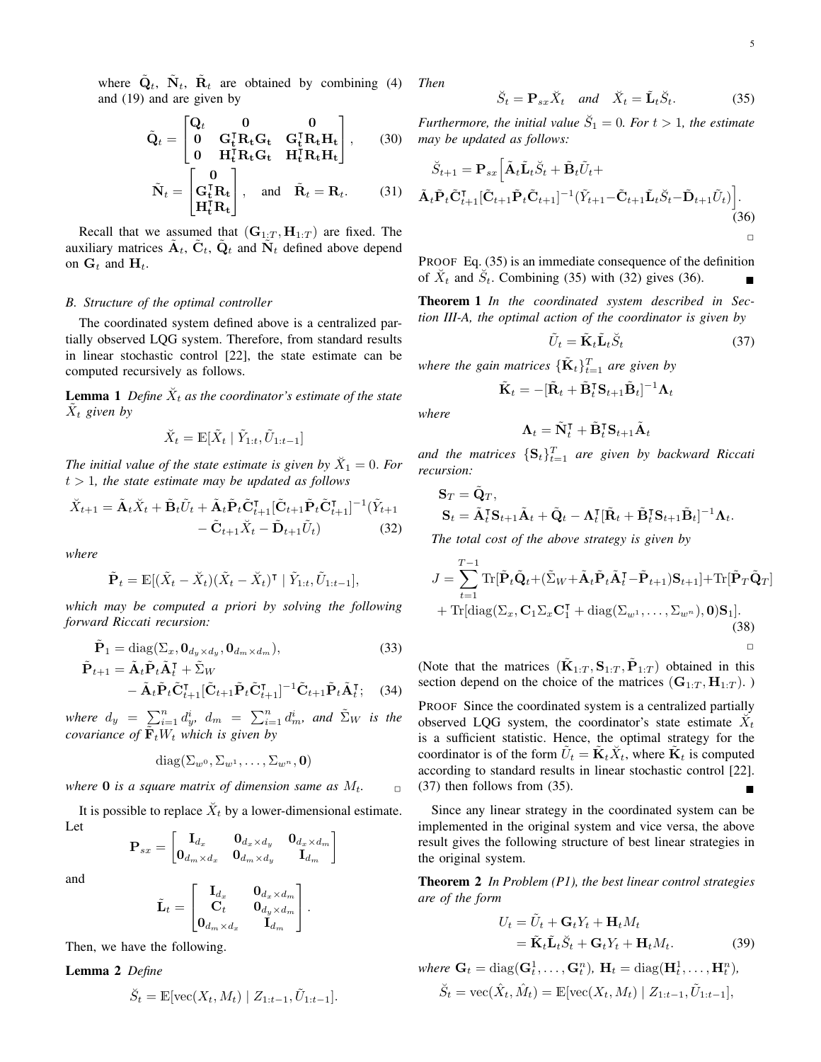where $\tilde{\mathbf{Q}}_t$, $\tilde{\mathbf{N}}_t$, $\tilde{\mathbf{R}}_t$ are obtained by combining (4) and (19) and are given by

$$\tilde{\mathbf{Q}}_t = \begin{bmatrix} \mathbf{Q}_t & \mathbf{0} & \mathbf{0} \\ \mathbf{0} & \mathbf{G}_t^\intercal \mathbf{R}_t \mathbf{G}_t & \mathbf{G}_t^\intercal \mathbf{R}_t \mathbf{H}_t \\ \mathbf{0} & \mathbf{H}_t^\intercal \mathbf{R}_t \mathbf{G}_t & \mathbf{H}_t^\intercal \mathbf{R}_t \mathbf{H}_t \end{bmatrix}, \tag{30}$$

$$\tilde{\mathbf{N}}_t = \begin{bmatrix} \mathbf{0} \\ \mathbf{G}_t^\intercal \mathbf{R}_t \\ \mathbf{H}_t^\intercal \mathbf{R}_t \end{bmatrix}, \quad \text{and} \quad \tilde{\mathbf{R}}_t = \mathbf{R}_t. \tag{31}$$

Recall that we assumed that $(\mathbf{G}_{1:T}, \mathbf{H}_{1:T})$ are fixed. The auxiliary matrices $\tilde{\mathbf{A}}_t$, $\tilde{\mathbf{C}}_t$, $\tilde{\mathbf{Q}}_t$ and $\tilde{\mathbf{N}}_t$ defined above depend on $\mathbf{G}_t$ and $\mathbf{H}_t$.

### B. Structure of the optimal controller

The coordinated system defined above is a centralized partially observed LQG system. Therefore, from standard results in linear stochastic control [22], the state estimate can be computed recursively as follows.

**Lemma 1** *Define $\check{X}_t$ as the coordinator's estimate of the state $\tilde{X}_t$ given by*

$$\check{X}_t = \mathbb{E}[\tilde{X}_t \mid \tilde{Y}_{1:t}, \tilde{U}_{1:t-1}]$$

*The initial value of the state estimate is given by $\check{X}_1 = 0$. For $t > 1$, the state estimate may be updated as follows*

$$\check{X}_{t+1} = \tilde{\mathbf{A}}_t \check{X}_t + \tilde{\mathbf{B}}_t \tilde{U}_t + \tilde{\mathbf{A}}_t \tilde{\mathbf{P}}_t \tilde{\mathbf{C}}_{t+1}^\intercal [\tilde{\mathbf{C}}_{t+1} \tilde{\mathbf{P}}_t \tilde{\mathbf{C}}_{t+1}^\intercal]^{-1} (\tilde{Y}_{t+1} - \tilde{\mathbf{C}}_{t+1} \check{X}_t - \tilde{\mathbf{D}}_{t+1} \tilde{U}_t) \tag{32}$$

*where*

$$\tilde{\mathbf{P}}_t = \mathbb{E}[(\tilde{X}_t - \check{X}_t)(\tilde{X}_t - \check{X}_t)^\intercal \mid \tilde{Y}_{1:t}, \tilde{U}_{1:t-1}],$$

*which may be computed a priori by solving the following forward Riccati recursion:*

$$\tilde{\mathbf{P}}_1 = \operatorname{diag}(\Sigma_x, \mathbf{0}_{d_y \times d_y}, \mathbf{0}_{d_m \times d_m}), \tag{33}$$

$$\tilde{\mathbf{P}}_{t+1} = \tilde{\mathbf{A}}_t \tilde{\mathbf{P}}_t \tilde{\mathbf{A}}_t^\intercal + \tilde{\Sigma}_W - \tilde{\mathbf{A}}_t \tilde{\mathbf{P}}_t \tilde{\mathbf{C}}_{t+1}^\intercal [\tilde{\mathbf{C}}_{t+1} \tilde{\mathbf{P}}_t \tilde{\mathbf{C}}_{t+1}^\intercal]^{-1} \tilde{\mathbf{C}}_{t+1} \tilde{\mathbf{P}}_t \tilde{\mathbf{A}}_t^\intercal; \tag{34}$$

*where $d_y = \sum_{i=1}^n d_y^i$, $d_m = \sum_{i=1}^n d_m^i$, and $\tilde{\Sigma}_W$ is the covariance of $\tilde{\mathbf{F}}_t W_t$ which is given by*

$$\operatorname{diag}(\Sigma_{w^0}, \Sigma_{w^1}, \ldots, \Sigma_{w^n}, \mathbf{0})$$

*where $\mathbf{0}$ is a square matrix of dimension same as $M_t$.* □

It is possible to replace $\check{X}_t$ by a lower-dimensional estimate. Let

$$\mathbf{P}_{sx} = \begin{bmatrix} \mathbf{I}_{d_x} & \mathbf{0}_{d_x \times d_y} & \mathbf{0}_{d_x \times d_m} \\ \mathbf{0}_{d_m \times d_x} & \mathbf{0}_{d_m \times d_y} & \mathbf{I}_{d_m} \end{bmatrix}$$

and

$$\tilde{\mathbf{L}}_t = \begin{bmatrix} \mathbf{I}_{d_x} & \mathbf{0}_{d_x \times d_m} \\ \mathbf{C}_t & \mathbf{0}_{d_y \times d_m} \\ \mathbf{0}_{d_m \times d_x} & \mathbf{I}_{d_m} \end{bmatrix}.$$

Then, we have the following.

**Lemma 2** *Define*

$$\check{S}_t = \mathbb{E}[\operatorname{vec}(X_t, M_t) \mid Z_{1:t-1}, \tilde{U}_{1:t-1}].$$

*Then*

$$\check{S}_t = \mathbf{P}_{sx} \check{X}_t \quad \text{and} \quad \check{X}_t = \tilde{\mathbf{L}}_t \check{S}_t. \tag{35}$$

*Furthermore, the initial value $\check{S}_1 = 0$. For $t > 1$, the estimate may be updated as follows:*

$$\check{S}_{t+1} = \mathbf{P}_{sx} \Big[ \tilde{\mathbf{A}}_t \tilde{\mathbf{L}}_t \check{S}_t + \tilde{\mathbf{B}}_t \tilde{U}_t + \tilde{\mathbf{A}}_t \tilde{\mathbf{P}}_t \tilde{\mathbf{C}}_{t+1}^\intercal [\tilde{\mathbf{C}}_{t+1} \tilde{\mathbf{P}}_t \tilde{\mathbf{C}}_{t+1}]^{-1} (\tilde{Y}_{t+1} - \tilde{\mathbf{C}}_{t+1} \tilde{\mathbf{L}}_t \check{S}_t - \tilde{\mathbf{D}}_{t+1} \tilde{U}_t) \Big]. \tag{36}$$

□

PROOF Eq. (35) is an immediate consequence of the definition of $\check{X}_t$ and $\check{S}_t$. Combining (35) with (32) gives (36). ■

**Theorem 1** *In the coordinated system described in Section III-A, the optimal action of the coordinator is given by*

$$\tilde{U}_t = \tilde{\mathbf{K}}_t \tilde{\mathbf{L}}_t \check{S}_t \tag{37}$$

*where the gain matrices $\{\tilde{\mathbf{K}}_t\}_{t=1}^T$ are given by*

$$\tilde{\mathbf{K}}_t = -[\tilde{\mathbf{R}}_t + \tilde{\mathbf{B}}_t^\intercal \mathbf{S}_{t+1} \tilde{\mathbf{B}}_t]^{-1} \mathbf{\Lambda}_t$$

*where*

$$\mathbf{\Lambda}_t = \tilde{\mathbf{N}}_t^\intercal + \tilde{\mathbf{B}}_t^\intercal \mathbf{S}_{t+1} \tilde{\mathbf{A}}_t$$

*and the matrices $\{\mathbf{S}_t\}_{t=1}^T$ are given by backward Riccati recursion:*

$$\mathbf{S}_T = \tilde{\mathbf{Q}}_T,$$
$$\mathbf{S}_t = \tilde{\mathbf{A}}_t^\intercal \mathbf{S}_{t+1} \tilde{\mathbf{A}}_t + \tilde{\mathbf{Q}}_t - \mathbf{\Lambda}_t^\intercal [\tilde{\mathbf{R}}_t + \tilde{\mathbf{B}}_t^\intercal \mathbf{S}_{t+1} \tilde{\mathbf{B}}_t]^{-1} \mathbf{\Lambda}_t.$$

*The total cost of the above strategy is given by*

$$J = \sum_{t=1}^{T-1} \operatorname{Tr}[\tilde{\mathbf{P}}_t \tilde{\mathbf{Q}}_t + (\tilde{\Sigma}_W + \tilde{\mathbf{A}}_t \tilde{\mathbf{P}}_t \tilde{\mathbf{A}}_t^\intercal - \tilde{\mathbf{P}}_{t+1}) \mathbf{S}_{t+1}] + \operatorname{Tr}[\tilde{\mathbf{P}}_T \tilde{\mathbf{Q}}_T] + \operatorname{Tr}[\operatorname{diag}(\Sigma_x, \mathbf{C}_1 \Sigma_x \mathbf{C}_1^\intercal + \operatorname{diag}(\Sigma_{w^1}, \ldots, \Sigma_{w^n}), \mathbf{0}) \mathbf{S}_1]. \tag{38}$$

□

(Note that the matrices $(\tilde{\mathbf{K}}_{1:T}, \mathbf{S}_{1:T}, \tilde{\mathbf{P}}_{1:T})$ obtained in this section depend on the choice of the matrices $(\mathbf{G}_{1:T}, \mathbf{H}_{1:T})$. )

PROOF Since the coordinated system is a centralized partially observed LQG system, the coordinator's state estimate $\check{X}_t$ is a sufficient statistic. Hence, the optimal strategy for the coordinator is of the form $\tilde{U}_t = \tilde{\mathbf{K}}_t \check{X}_t$, where $\tilde{\mathbf{K}}_t$ is computed according to standard results in linear stochastic control [22]. (37) then follows from (35). ■

Since any linear strategy in the coordinated system can be implemented in the original system and vice versa, the above result gives the following structure of best linear strategies in the original system.

**Theorem 2** *In Problem (P1), the best linear control strategies are of the form*

$$\begin{aligned} U_t &= \tilde{U}_t + \mathbf{G}_t Y_t + \mathbf{H}_t M_t \\ &= \tilde{\mathbf{K}}_t \tilde{\mathbf{L}}_t \check{S}_t + \mathbf{G}_t Y_t + \mathbf{H}_t M_t. \end{aligned} \tag{39}$$

*where $\mathbf{G}_t = \operatorname{diag}(\mathbf{G}_t^1, \ldots, \mathbf{G}_t^n)$, $\mathbf{H}_t = \operatorname{diag}(\mathbf{H}_t^1, \ldots, \mathbf{H}_t^n)$,*

$$\check{S}_t = \operatorname{vec}(\hat{X}_t, \hat{M}_t) = \mathbb{E}[\operatorname{vec}(X_t, M_t) \mid Z_{1:t-1}, \tilde{U}_{1:t-1}],$$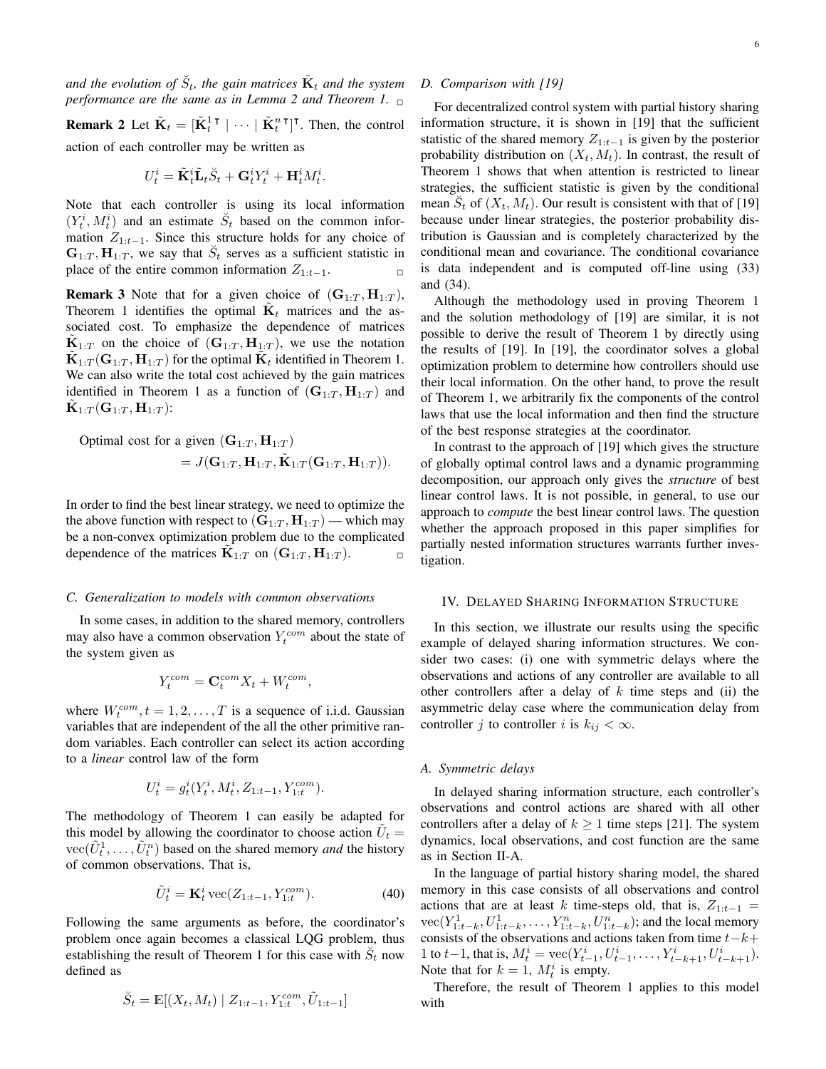*and the evolution of $\breve{S}_t$, the gain matrices $\tilde{\mathbf{K}}_t$ and the system performance are the same as in Lemma 2 and Theorem 1.* ▫

**Remark 2** Let $\tilde{\mathbf{K}}_t = [\tilde{\mathbf{K}}_t^{1\intercal} \mid \cdots \mid \tilde{\mathbf{K}}_t^{n\intercal}]^\intercal$. Then, the control action of each controller may be written as

$$U_t^i = \tilde{\mathbf{K}}_t^i \tilde{\mathbf{L}}_t \breve{S}_t + \mathbf{G}_t^i Y_t^i + \mathbf{H}_t^i M_t^i.$$

Note that each controller is using its local information $(Y_t^i, M_t^i)$ and an estimate $\breve{S}_t$ based on the common information $Z_{1:t-1}$. Since this structure holds for any choice of $\mathbf{G}_{1:T}, \mathbf{H}_{1:T}$, we say that $\breve{S}_t$ serves as a sufficient statistic in place of the entire common information $Z_{1:t-1}$. ▫

**Remark 3** Note that for a given choice of $(\mathbf{G}_{1:T}, \mathbf{H}_{1:T})$, Theorem 1 identifies the optimal $\tilde{\mathbf{K}}_t$ matrices and the associated cost. To emphasize the dependence of matrices $\tilde{\mathbf{K}}_{1:T}$ on the choice of $(\mathbf{G}_{1:T}, \mathbf{H}_{1:T})$, we use the notation $\tilde{\mathbf{K}}_{1:T}(\mathbf{G}_{1:T}, \mathbf{H}_{1:T})$ for the optimal $\tilde{\mathbf{K}}_t$ identified in Theorem 1. We can also write the total cost achieved by the gain matrices identified in Theorem 1 as a function of $(\mathbf{G}_{1:T}, \mathbf{H}_{1:T})$ and $\tilde{\mathbf{K}}_{1:T}(\mathbf{G}_{1:T}, \mathbf{H}_{1:T})$:

$$\text{Optimal cost for a given } (\mathbf{G}_{1:T}, \mathbf{H}_{1:T}) \\ = J(\mathbf{G}_{1:T}, \mathbf{H}_{1:T}, \tilde{\mathbf{K}}_{1:T}(\mathbf{G}_{1:T}, \mathbf{H}_{1:T})).$$

In order to find the best linear strategy, we need to optimize the the above function with respect to $(\mathbf{G}_{1:T}, \mathbf{H}_{1:T})$ — which may be a non-convex optimization problem due to the complicated dependence of the matrices $\tilde{\mathbf{K}}_{1:T}$ on $(\mathbf{G}_{1:T}, \mathbf{H}_{1:T})$. ▫

### C. Generalization to models with common observations

In some cases, in addition to the shared memory, controllers may also have a common observation $Y_t^{com}$ about the state of the system given as

$$Y_t^{com} = \mathbf{C}_t^{com} X_t + W_t^{com},$$

where $W_t^{com}, t = 1, 2, \dots, T$ is a sequence of i.i.d. Gaussian variables that are independent of the all the other primitive random variables. Each controller can select its action according to a *linear* control law of the form

$$U_t^i = g_t^i(Y_t^i, M_t^i, Z_{1:t-1}, Y_{1:t}^{com}).$$

The methodology of Theorem 1 can easily be adapted for this model by allowing the coordinator to choose action $\tilde{U}_t = \operatorname{vec}(\tilde{U}_t^1, \dots, \tilde{U}_t^n)$ based on the shared memory *and* the history of common observations. That is,

$$\tilde{U}_t^i = \mathbf{K}_t^i \operatorname{vec}(Z_{1:t-1}, Y_{1:t}^{com}). \tag{40}$$

Following the same arguments as before, the coordinator's problem once again becomes a classical LQG problem, thus establishing the result of Theorem 1 for this case with $\breve{S}_t$ now defined as

$$\breve{S}_t = \mathbb{E}[(X_t, M_t) \mid Z_{1:t-1}, Y_{1:t}^{com}, \tilde{U}_{1:t-1}]$$

### D. Comparison with [19]

For decentralized control system with partial history sharing information structure, it is shown in [19] that the sufficient statistic of the shared memory $Z_{1:t-1}$ is given by the posterior probability distribution on $(X_t, M_t)$. In contrast, the result of Theorem 1 shows that when attention is restricted to linear strategies, the sufficient statistic is given by the conditional mean $\breve{S}_t$ of $(X_t, M_t)$. Our result is consistent with that of [19] because under linear strategies, the posterior probability distribution is Gaussian and is completely characterized by the conditional mean and covariance. The conditional covariance is data independent and is computed off-line using (33) and (34).

Although the methodology used in proving Theorem 1 and the solution methodology of [19] are similar, it is not possible to derive the result of Theorem 1 by directly using the results of [19]. In [19], the coordinator solves a global optimization problem to determine how controllers should use their local information. On the other hand, to prove the result of Theorem 1, we arbitrarily fix the components of the control laws that use the local information and then find the structure of the best response strategies at the coordinator.

In contrast to the approach of [19] which gives the structure of globally optimal control laws and a dynamic programming decomposition, our approach only gives the *structure* of best linear control laws. It is not possible, in general, to use our approach to *compute* the best linear control laws. The question whether the approach proposed in this paper simplifies for partially nested information structures warrants further investigation.

## IV. Delayed Sharing Information Structure

In this section, we illustrate our results using the specific example of delayed sharing information structures. We consider two cases: (i) one with symmetric delays where the observations and actions of any controller are available to all other controllers after a delay of $k$ time steps and (ii) the asymmetric delay case where the communication delay from controller $j$ to controller $i$ is $k_{ij} < \infty$.

### A. Symmetric delays

In delayed sharing information structure, each controller's observations and control actions are shared with all other controllers after a delay of $k \geq 1$ time steps [21]. The system dynamics, local observations, and cost function are the same as in Section II-A.

In the language of partial history sharing model, the shared memory in this case consists of all observations and control actions that are at least $k$ time-steps old, that is, $Z_{1:t-1} = \operatorname{vec}(Y_{1:t-k}^1, U_{1:t-k}^1, \dots, Y_{1:t-k}^n, U_{1:t-k}^n)$; and the local memory consists of the observations and actions taken from time $t-k+1$ to $t-1$, that is, $M_t^i = \operatorname{vec}(Y_{t-1}^i, U_{t-1}^i, \dots, Y_{t-k+1}^i, U_{t-k+1}^i)$. Note that for $k = 1$, $M_t^i$ is empty.

Therefore, the result of Theorem 1 applies to this model with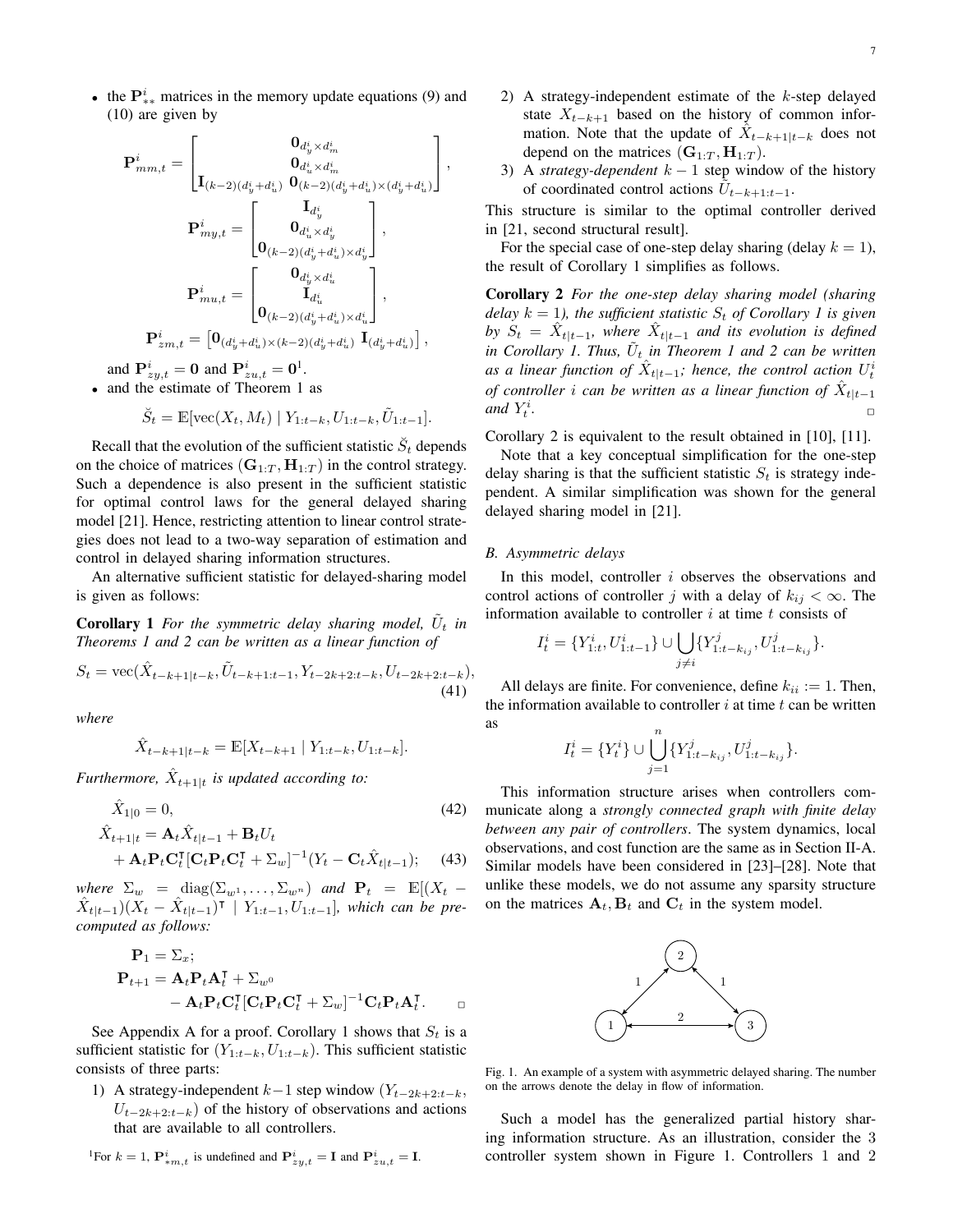- the $\mathbf{P}^i_{**}$ matrices in the memory update equations (9) and (10) are given by

$$\mathbf{P}^i_{mm,t} = \begin{bmatrix} \mathbf{0}_{d^i_y \times d^i_m} \\ \mathbf{0}_{d^i_u \times d^i_m} \\ \mathbf{I}_{(k-2)(d^i_y+d^i_u)} \; \mathbf{0}_{(k-2)(d^i_y+d^i_u)\times(d^i_y+d^i_u)} \end{bmatrix},$$

$$\mathbf{P}^i_{my,t} = \begin{bmatrix} \mathbf{I}_{d^i_y} \\ \mathbf{0}_{d^i_u \times d^i_y} \\ \mathbf{0}_{(k-2)(d^i_y+d^i_u)\times d^i_y} \end{bmatrix},$$

$$\mathbf{P}^i_{mu,t} = \begin{bmatrix} \mathbf{0}_{d^i_y \times d^i_u} \\ \mathbf{I}_{d^i_u} \\ \mathbf{0}_{(k-2)(d^i_y+d^i_u)\times d^i_u} \end{bmatrix},$$

$$\mathbf{P}^i_{zm,t} = \begin{bmatrix} \mathbf{0}_{(d^i_y+d^i_u)\times(k-2)(d^i_y+d^i_u)} \; \mathbf{I}_{(d^i_y+d^i_u)} \end{bmatrix},$$

and $\mathbf{P}^i_{zy,t} = \mathbf{0}$ and $\mathbf{P}^i_{zu,t} = \mathbf{0}$[1].

- and the estimate of Theorem 1 as

$$\breve{S}_t = \mathbb{E}[\text{vec}(X_t, M_t) \mid Y_{1:t-k}, U_{1:t-k}, \tilde{U}_{1:t-1}].$$

Recall that the evolution of the sufficient statistic $\breve{S}_t$ depends on the choice of matrices $(\mathbf{G}_{1:T}, \mathbf{H}_{1:T})$ in the control strategy. Such a dependence is also present in the sufficient statistic for optimal control laws for the general delayed sharing model [21]. Hence, restricting attention to linear control strategies does not lead to a two-way separation of estimation and control in delayed sharing information structures.

An alternative sufficient statistic for delayed-sharing model is given as follows:

**Corollary 1** *For the symmetric delay sharing model, $\tilde{U}_t$ in Theorems 1 and 2 can be written as a linear function of*

$$S_t = \text{vec}(\hat{X}_{t-k+1|t-k}, \tilde{U}_{t-k+1:t-1}, Y_{t-2k+2:t-k}, U_{t-2k+2:t-k}), \tag{41}$$

*where*

$$\hat{X}_{t-k+1|t-k} = \mathbb{E}[X_{t-k+1} \mid Y_{1:t-k}, U_{1:t-k}].$$

*Furthermore, $\hat{X}_{t+1|t}$ is updated according to:*

$$\hat{X}_{1|0} = 0, \tag{42}$$

$$\hat{X}_{t+1|t} = \mathbf{A}_t\hat{X}_{t|t-1} + \mathbf{B}_t U_t + \mathbf{A}_t\mathbf{P}_t\mathbf{C}_t^\intercal[\mathbf{C}_t\mathbf{P}_t\mathbf{C}_t^\intercal + \Sigma_w]^{-1}(Y_t - \mathbf{C}_t\hat{X}_{t|t-1}); \tag{43}$$

*where $\Sigma_w = \text{diag}(\Sigma_{w^1}, \dots, \Sigma_{w^n})$ and $\mathbf{P}_t = \mathbb{E}[(X_t - \hat{X}_{t|t-1})(X_t - \hat{X}_{t|t-1})^\intercal \mid Y_{1:t-1}, U_{1:t-1}]$, which can be pre-computed as follows:*

$$\mathbf{P}_1 = \Sigma_x;$$
$$\mathbf{P}_{t+1} = \mathbf{A}_t\mathbf{P}_t\mathbf{A}_t^\intercal + \Sigma_{w^0} - \mathbf{A}_t\mathbf{P}_t\mathbf{C}_t^\intercal[\mathbf{C}_t\mathbf{P}_t\mathbf{C}_t^\intercal + \Sigma_w]^{-1}\mathbf{C}_t\mathbf{P}_t\mathbf{A}_t^\intercal.$$

See Appendix A for a proof. Corollary 1 shows that $S_t$ is a sufficient statistic for $(Y_{1:t-k}, U_{1:t-k})$. This sufficient statistic consists of three parts:

1) A strategy-independent $k-1$ step window $(Y_{t-2k+2:t-k}, U_{t-2k+2:t-k})$ of the history of observations and actions that are available to all controllers.
2) A strategy-independent estimate of the $k$-step delayed state $X_{t-k+1}$ based on the history of common information. Note that the update of $\hat{X}_{t-k+1|t-k}$ does not depend on the matrices $(\mathbf{G}_{1:T}, \mathbf{H}_{1:T})$.
3) A *strategy-dependent* $k-1$ step window of the history of coordinated control actions $\tilde{U}_{t-k+1:t-1}$.

This structure is similar to the optimal controller derived in [21, second structural result].

For the special case of one-step delay sharing (delay $k=1$), the result of Corollary 1 simplifies as follows.

**Corollary 2** *For the one-step delay sharing model (sharing delay $k=1$), the sufficient statistic $S_t$ of Corollary 1 is given by $S_t = \hat{X}_{t|t-1}$, where $\hat{X}_{t|t-1}$ and its evolution is defined in Corollary 1. Thus, $\tilde{U}_t$ in Theorem 1 and 2 can be written as a linear function of $\hat{X}_{t|t-1}$; hence, the control action $U^i_t$ of controller $i$ can be written as a linear function of $\hat{X}_{t|t-1}$ and $Y^i_t$.*

Corollary 2 is equivalent to the result obtained in [10], [11].

Note that a key conceptual simplification for the one-step delay sharing is that the sufficient statistic $S_t$ is strategy independent. A similar simplification was shown for the general delayed sharing model in [21].

### B. Asymmetric delays

In this model, controller $i$ observes the observations and control actions of controller $j$ with a delay of $k_{ij} < \infty$. The information available to controller $i$ at time $t$ consists of

$$I^i_t = \{Y^i_{1:t}, U^i_{1:t-1}\} \cup \bigcup_{j \neq i} \{Y^j_{1:t-k_{ij}}, U^j_{1:t-k_{ij}}\}.$$

All delays are finite. For convenience, define $k_{ii} := 1$. Then, the information available to controller $i$ at time $t$ can be written as

$$I^i_t = \{Y^i_t\} \cup \bigcup_{j=1}^{n} \{Y^j_{1:t-k_{ij}}, U^j_{1:t-k_{ij}}\}.$$

This information structure arises when controllers communicate along a *strongly connected graph with finite delay between any pair of controllers*. The system dynamics, local observations, and cost function are the same as in Section II-A. Similar models have been considered in [23]–[28]. Note that unlike these models, we do not assume any sparsity structure on the matrices $\mathbf{A}_t, \mathbf{B}_t$ and $\mathbf{C}_t$ in the system model.

Fig. 1. An example of a system with asymmetric delayed sharing. The number on the arrows denote the delay in flow of information.

Such a model has the generalized partial history sharing information structure. As an illustration, consider the 3 controller system shown in Figure 1. Controllers 1 and 2

[1] For $k=1$, $\mathbf{P}^i_{*m,t}$ is undefined and $\mathbf{P}^i_{zy,t} = \mathbf{I}$ and $\mathbf{P}^i_{zu,t} = \mathbf{I}$.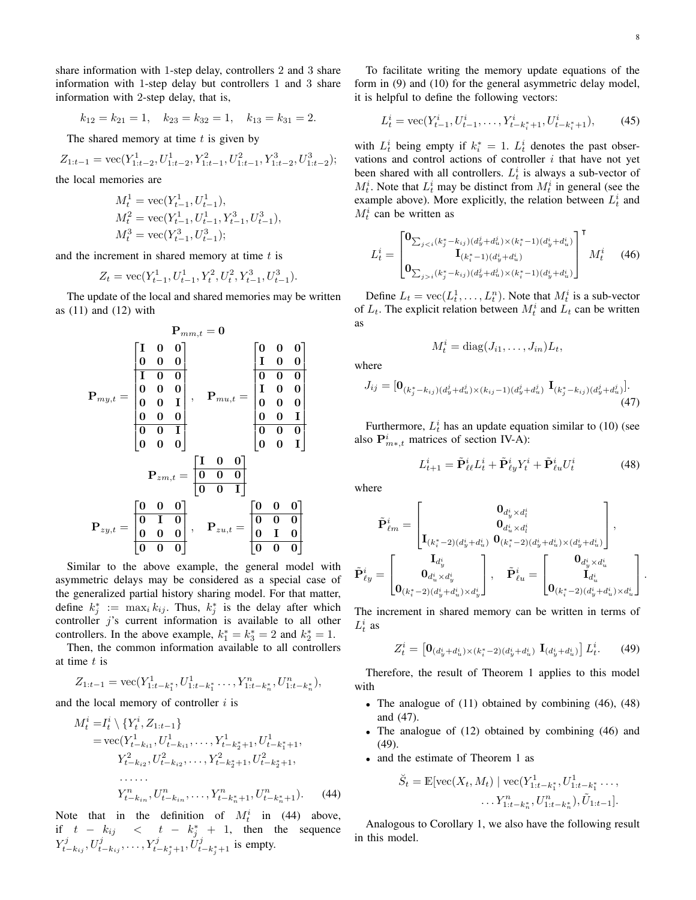share information with 1-step delay, controllers 2 and 3 share information with 1-step delay but controllers 1 and 3 share information with 2-step delay, that is,

$$k_{12} = k_{21} = 1, \quad k_{23} = k_{32} = 1, \quad k_{13} = k_{31} = 2.$$

The shared memory at time $t$ is given by

$$Z_{1:t-1} = \text{vec}(Y^1_{1:t-2}, U^1_{1:t-2}, Y^2_{1:t-1}, U^2_{1:t-1}, Y^3_{1:t-2}, U^3_{1:t-2});$$

the local memories are

$$\begin{aligned} M^1_t &= \text{vec}(Y^1_{t-1}, U^1_{t-1}), \\ M^2_t &= \text{vec}(Y^1_{t-1}, U^1_{t-1}, Y^3_{t-1}, U^3_{t-1}), \\ M^3_t &= \text{vec}(Y^3_{t-1}, U^3_{t-1}); \end{aligned}$$

and the increment in shared memory at time $t$ is

$$Z_t = \text{vec}(Y^1_{t-1}, U^1_{t-1}, Y^2_t, U^2_t, Y^3_{t-1}, U^3_{t-1}).$$

The update of the local and shared memories may be written as (11) and (12) with

$$\mathbf{P}_{mm,t} = \mathbf{0}$$

$$\mathbf{P}_{my,t} = \begin{bmatrix} \mathbf{I} & \mathbf{0} & \mathbf{0} \\ \mathbf{0} & \mathbf{0} & \mathbf{0} \\ \hline \mathbf{I} & \mathbf{0} & \mathbf{0} \\ \mathbf{0} & \mathbf{0} & \mathbf{0} \\ \mathbf{0} & \mathbf{0} & \mathbf{I} \\ \mathbf{0} & \mathbf{0} & \mathbf{0} \\ \hline \mathbf{0} & \mathbf{0} & \mathbf{I} \\ \mathbf{0} & \mathbf{0} & \mathbf{0} \end{bmatrix}, \quad \mathbf{P}_{mu,t} = \begin{bmatrix} \mathbf{0} & \mathbf{0} & \mathbf{0} \\ \mathbf{I} & \mathbf{0} & \mathbf{0} \\ \hline \mathbf{0} & \mathbf{0} & \mathbf{0} \\ \mathbf{I} & \mathbf{0} & \mathbf{0} \\ \mathbf{0} & \mathbf{0} & \mathbf{0} \\ \mathbf{0} & \mathbf{0} & \mathbf{I} \\ \hline \mathbf{0} & \mathbf{0} & \mathbf{0} \\ \mathbf{0} & \mathbf{0} & \mathbf{I} \end{bmatrix}$$

$$\mathbf{P}_{zm,t} = \begin{bmatrix} \mathbf{I} & \mathbf{0} & \mathbf{0} \\ \hline \mathbf{0} & \mathbf{0} & \mathbf{0} \\ \hline \mathbf{0} & \mathbf{0} & \mathbf{I} \end{bmatrix}$$

$$\mathbf{P}_{zy,t} = \begin{bmatrix} \mathbf{0} & \mathbf{0} & \mathbf{0} \\ \hline \mathbf{0} & \mathbf{I} & \mathbf{0} \\ \mathbf{0} & \mathbf{0} & \mathbf{0} \\ \hline \mathbf{0} & \mathbf{0} & \mathbf{0} \end{bmatrix}, \quad \mathbf{P}_{zu,t} = \begin{bmatrix} \mathbf{0} & \mathbf{0} & \mathbf{0} \\ \hline \mathbf{0} & \mathbf{0} & \mathbf{0} \\ \mathbf{0} & \mathbf{I} & \mathbf{0} \\ \hline \mathbf{0} & \mathbf{0} & \mathbf{0} \end{bmatrix}$$

Similar to the above example, the general model with asymmetric delays may be considered as a special case of the generalized partial history sharing model. For that matter, define $k^*_j := \max_i k_{ij}$. Thus, $k^*_j$ is the delay after which controller $j$'s current information is available to all other controllers. In the above example, $k^*_1 = k^*_3 = 2$ and $k^*_2 = 1$.

Then, the common information available to all controllers at time $t$ is

$$Z_{1:t-1} = \text{vec}(Y^1_{1:t-k^*_1}, U^1_{1:t-k^*_1} \dots, Y^n_{1:t-k^*_n}, U^n_{1:t-k^*_n}),$$

and the local memory of controller $i$ is

$$\begin{aligned} M^i_t =& I^i_t \setminus \{Y^i_t, Z_{1:t-1}\} \\ =& \text{vec}(Y^1_{t-k_{i1}}, U^1_{t-k_{i1}}, \dots, Y^1_{t-k^*_2+1}, U^1_{t-k^*_1+1}, \\ & Y^2_{t-k_{i2}}, U^2_{t-k_{i2}}, \dots, Y^2_{t-k^*_2+1}, U^2_{t-k^*_2+1}, \\ & \dots\dots \\ & Y^n_{t-k_{in}}, U^n_{t-k_{in}}, \dots, Y^n_{t-k^*_n+1}, U^n_{t-k^*_n+1}). \end{aligned} \tag{44}$$

Note that in the definition of $M^i_t$ in (44) above, if $t - k_{ij} < t - k^*_j + 1$, then the sequence $Y^j_{t-k_{ij}}, U^j_{t-k_{ij}}, \dots, Y^j_{t-k^*_j+1}, U^j_{t-k^*_j+1}$ is empty.

To facilitate writing the memory update equations of the form in (9) and (10) for the general asymmetric delay model, it is helpful to define the following vectors:

$$L^i_t = \text{vec}(Y^i_{t-1}, U^i_{t-1}, \dots, Y^i_{t-k^*_i+1}, U^i_{t-k^*_i+1}), \tag{45}$$

with $L^i_t$ being empty if $k^*_i = 1$. $L^i_t$ denotes the past observations and control actions of controller $i$ that have not yet been shared with all controllers. $L^i_t$ is always a sub-vector of $M^i_t$. Note that $L^i_t$ may be distinct from $M^i_t$ in general (see the example above). More explicitly, the relation between $L^i_t$ and $M^i_t$ can be written as

$$L^i_t = \begin{bmatrix} \mathbf{0}_{\sum_{j<i}(k^*_j - k_{ij})(d^j_y + d^j_u) \times (k^*_i - 1)(d^i_y + d^i_u)} \\ \mathbf{I}_{(k^*_i - 1)(d^i_y + d^i_u)} \\ \mathbf{0}_{\sum_{j>i}(k^*_j - k_{ij})(d^j_y + d^j_u) \times (k^*_i - 1)(d^i_y + d^i_u)} \end{bmatrix}^{\mathsf{T}} M^i_t \tag{46}$$

Define $L_t = \text{vec}(L^1_t, \dots, L^n_t)$. Note that $M^i_t$ is a sub-vector of $L_t$. The explicit relation between $M^i_t$ and $L_t$ can be written as

$$M^i_t = \text{diag}(J_{i1}, \dots, J_{in}) L_t,$$

where

$$J_{ij} = [\mathbf{0}_{(k^*_j - k_{ij})(d^j_y + d^j_u) \times (k_{ij} - 1)(d^j_y + d^j_u)} \ \mathbf{I}_{(k^*_j - k_{ij})(d^j_y + d^j_u)}]. \tag{47}$$

Furthermore, $L^i_t$ has an update equation similar to (10) (see also $\mathbf{P}^i_{m*,t}$ matrices of section IV-A):

$$L^i_{t+1} = \tilde{\mathbf{P}}^i_{\ell\ell} L^i_t + \tilde{\mathbf{P}}^i_{\ell y} Y^i_t + \tilde{\mathbf{P}}^i_{\ell u} U^i_t \tag{48}$$

where

$$\tilde{\mathbf{P}}^i_{\ell m} = \begin{bmatrix} & \mathbf{0}_{d^i_y \times d^i_l} \\ & \mathbf{0}_{d^i_u \times d^i_l} \\ \mathbf{I}_{(k^*_i - 2)(d^i_y + d^i_u)} & \mathbf{0}_{(k^*_i - 2)(d^i_y + d^i_u) \times (d^i_y + d^i_u)} \end{bmatrix},$$

$$\tilde{\mathbf{P}}^i_{\ell y} = \begin{bmatrix} \mathbf{I}_{d^i_y} \\ \mathbf{0}_{d^i_u \times d^i_y} \\ \mathbf{0}_{(k^*_i - 2)(d^i_y + d^i_u) \times d^i_y} \end{bmatrix}, \quad \tilde{\mathbf{P}}^i_{\ell u} = \begin{bmatrix} \mathbf{0}_{d^i_y \times d^i_u} \\ \mathbf{I}_{d^i_u} \\ \mathbf{0}_{(k^*_i - 2)(d^i_y + d^i_u) \times d^i_u} \end{bmatrix}.$$

The increment in shared memory can be written in terms of $L^i_t$ as

$$Z^i_t = \left[ \mathbf{0}_{(d^i_y + d^i_u) \times (k^*_i - 2)(d^i_y + d^i_u)} \ \mathbf{I}_{(d^i_y + d^i_u)} \right] L^i_t. \tag{49}$$

Therefore, the result of Theorem 1 applies to this model with

- The analogue of (11) obtained by combining (46), (48) and (47).
- The analogue of (12) obtained by combining (46) and (49).
- and the estimate of Theorem 1 as

$$\begin{aligned} \breve{S}_t = \mathbb{E}[\text{vec}(X_t, M_t) \mid \text{vec}(& Y^1_{1:t-k^*_1}, U^1_{1:t-k^*_1} \dots, \\ & \dots Y^n_{1:t-k^*_n}, U^n_{1:t-k^*_n}), \tilde{U}_{1:t-1}]. \end{aligned}$$

Analogous to Corollary 1, we also have the following result in this model.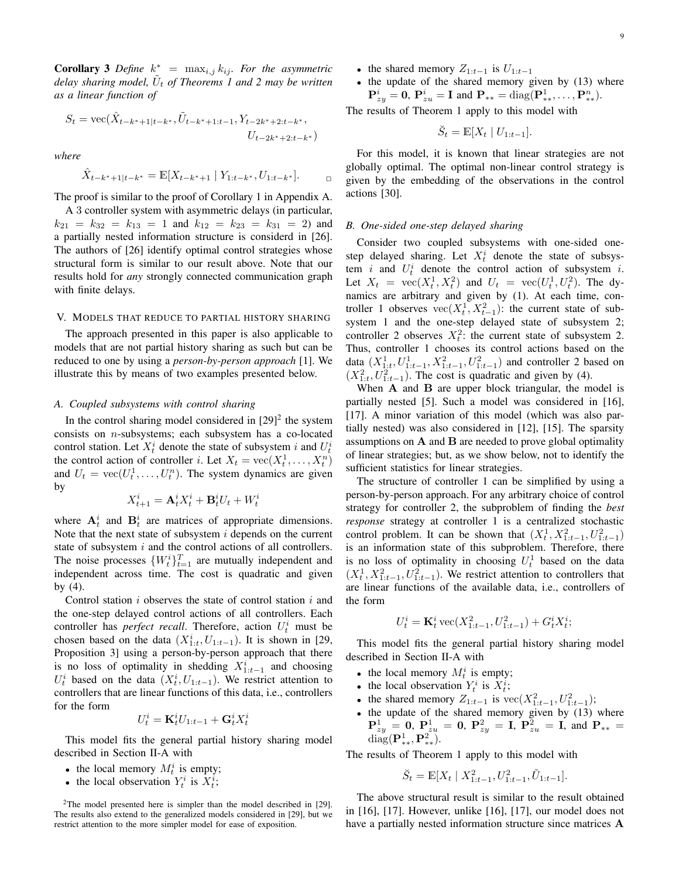**Corollary 3** *Define $k^* = \max_{i,j} k_{ij}$. For the asymmetric delay sharing model, $\tilde{U}_t$ of Theorems 1 and 2 may be written as a linear function of*

$$S_t = \text{vec}(\hat{X}_{t-k^*+1|t-k^*}, \tilde{U}_{t-k^*+1:t-1}, Y_{t-2k^*+2:t-k^*}, U_{t-2k^*+2:t-k^*})$$

*where*

$$\hat{X}_{t-k^*+1|t-k^*} = \mathbb{E}[X_{t-k^*+1} \mid Y_{1:t-k^*}, U_{1:t-k^*}].$$

The proof is similar to the proof of Corollary 1 in Appendix A.

A 3 controller system with asymmetric delays (in particular, $k_{21} = k_{32} = k_{13} = 1$ and $k_{12} = k_{23} = k_{31} = 2$) and a partially nested information structure is considerd in [26]. The authors of [26] identify optimal control strategies whose structural form is similar to our result above. Note that our results hold for *any* strongly connected communication graph with finite delays.

## V. Models that reduce to partial history sharing

The approach presented in this paper is also applicable to models that are not partial history sharing as such but can be reduced to one by using a *person-by-person approach* [1]. We illustrate this by means of two examples presented below.

### A. Coupled subsystems with control sharing

In the control sharing model considered in [29][2] the system consists on $n$-subsystems; each subsystem has a co-located control station. Let $X_t^i$ denote the state of subsystem $i$ and $U_t^i$ the control action of controller $i$. Let $X_t = \text{vec}(X_t^1, \dots, X_t^n)$ and $U_t = \text{vec}(U_t^1, \dots, U_t^n)$. The system dynamics are given by

$$X_{t+1}^i = \mathbf{A}_t^i X_t^i + \mathbf{B}_t^i U_t + W_t^i$$

where $\mathbf{A}_t^i$ and $\mathbf{B}_t^i$ are matrices of appropriate dimensions. Note that the next state of subsystem $i$ depends on the current state of subsystem $i$ and the control actions of all controllers. The noise processes $\{W_t^i\}_{t=1}^T$ are mutually independent and independent across time. The cost is quadratic and given by (4).

Control station $i$ observes the state of control station $i$ and the one-step delayed control actions of all controllers. Each controller has *perfect recall*. Therefore, action $U_t^i$ must be chosen based on the data $(X_{1:t}^i, U_{1:t-1})$. It is shown in [29, Proposition 3] using a person-by-person approach that there is no loss of optimality in shedding $X_{1:t-1}^i$ and choosing $U_t^i$ based on the data $(X_t^i, U_{1:t-1})$. We restrict attention to controllers that are linear functions of this data, i.e., controllers for the form

$$U_t^i = \mathbf{K}_t^i U_{1:t-1} + \mathbf{G}_t^i X_t^i$$

This model fits the general partial history sharing model described in Section II-A with

- the local memory $M_t^i$ is empty;
- the local observation $Y_t^i$ is $X_t^i$;
- the shared memory $Z_{1:t-1}$ is $U_{1:t-1}$
- the update of the shared memory given by (13) where $\mathbf{P}_{zy}^i = \mathbf{0}$, $\mathbf{P}_{zu}^i = \mathbf{I}$ and $\mathbf{P}_{**} = \text{diag}(\mathbf{P}_{**}^1, \dots, \mathbf{P}_{**}^n)$.

The results of Theorem 1 apply to this model with

$$\breve{S}_t = \mathbb{E}[X_t \mid U_{1:t-1}].$$

For this model, it is known that linear strategies are not globally optimal. The optimal non-linear control strategy is given by the embedding of the observations in the control actions [30].

### B. One-sided one-step delayed sharing

Consider two coupled subsystems with one-sided one-step delayed sharing. Let $X_t^i$ denote the state of subsystem $i$ and $U_t^i$ denote the control action of subsystem $i$. Let $X_t = \text{vec}(X_t^1, X_t^2)$ and $U_t = \text{vec}(U_t^1, U_t^2)$. The dynamics are arbitrary and given by (1). At each time, controller 1 observes $\text{vec}(X_t^1, X_{t-1}^2)$: the current state of subsystem 1 and the one-step delayed state of subsystem 2; controller 2 observes $X_t^2$: the current state of subsystem 2. Thus, controller 1 chooses its control actions based on the data $(X_{1:t}^1, U_{1:t-1}^1, X_{1:t-1}^2, U_{1:t-1}^2)$ and controller 2 based on $(X_{1:t}^2, U_{1:t-1}^2)$. The cost is quadratic and given by (4).

When $\mathbf{A}$ and $\mathbf{B}$ are upper block triangular, the model is partially nested [5]. Such a model was considered in [16], [17]. A minor variation of this model (which was also partially nested) was also considered in [12], [15]. The sparsity assumptions on $\mathbf{A}$ and $\mathbf{B}$ are needed to prove global optimality of linear strategies; but, as we show below, not to identify the sufficient statistics for linear strategies.

The structure of controller 1 can be simplified by using a person-by-person approach. For any arbitrary choice of control strategy for controller 2, the subproblem of finding the *best response* strategy at controller 1 is a centralized stochastic control problem. It can be shown that $(X_t^1, X_{1:t-1}^2, U_{1:t-1}^2)$ is an information state of this subproblem. Therefore, there is no loss of optimality in choosing $U_t^1$ based on the data $(X_t^1, X_{1:t-1}^2, U_{1:t-1}^2)$. We restrict attention to controllers that are linear functions of the available data, i.e., controllers of the form

$$U_t^i = \mathbf{K}_t^i \,\text{vec}(X_{1:t-1}^2, U_{1:t-1}^2) + G_t^i X_t^i;$$

This model fits the general partial history sharing model described in Section II-A with

- the local memory $M_t^i$ is empty;
- the local observation $Y_t^i$ is $X_t^i$;
- the shared memory $Z_{1:t-1}$ is $\text{vec}(X_{1:t-1}^2, U_{1:t-1}^2)$;
- the update of the shared memory given by (13) where $\mathbf{P}_{zy}^1 = \mathbf{0}$, $\mathbf{P}_{zu}^1 = \mathbf{0}$, $\mathbf{P}_{zy}^2 = \mathbf{I}$, $\mathbf{P}_{zu}^2 = \mathbf{I}$, and $\mathbf{P}_{**} = \text{diag}(\mathbf{P}_{**}^1, \mathbf{P}_{**}^2)$.

The results of Theorem 1 apply to this model with

$$\breve{S}_t = \mathbb{E}[X_t \mid X_{1:t-1}^2, U_{1:t-1}^2, \tilde{U}_{1:t-1}].$$

The above structural result is similar to the result obtained in [16], [17]. However, unlike [16], [17], our model does not have a partially nested information structure since matrices $\mathbf{A}$

[2]The model presented here is simpler than the model described in [29]. The results also extend to the generalized models considered in [29], but we restrict attention to the more simpler model for ease of exposition.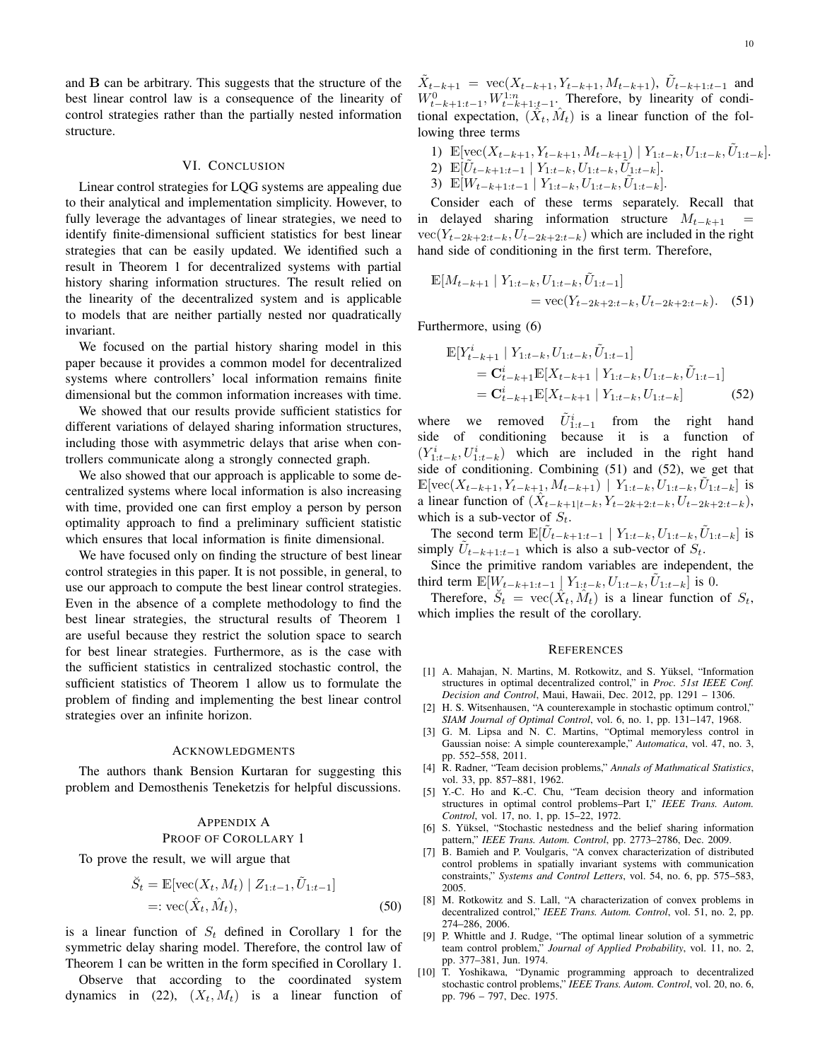and $\mathbf{B}$ can be arbitrary. This suggests that the structure of the best linear control law is a consequence of the linearity of control strategies rather than the partially nested information structure.

## VI. Conclusion

Linear control strategies for LQG systems are appealing due to their analytical and implementation simplicity. However, to fully leverage the advantages of linear strategies, we need to identify finite-dimensional sufficient statistics for best linear strategies that can be easily updated. We identified such a result in Theorem 1 for decentralized systems with partial history sharing information structures. The result relied on the linearity of the decentralized system and is applicable to models that are neither partially nested nor quadratically invariant.

We focused on the partial history sharing model in this paper because it provides a common model for decentralized systems where controllers' local information remains finite dimensional but the common information increases with time.

We showed that our results provide sufficient statistics for different variations of delayed sharing information structures, including those with asymmetric delays that arise when controllers communicate along a strongly connected graph.

We also showed that our approach is applicable to some decentralized systems where local information is also increasing with time, provided one can first employ a person by person optimality approach to find a preliminary sufficient statistic which ensures that local information is finite dimensional.

We have focused only on finding the structure of best linear control strategies in this paper. It is not possible, in general, to use our approach to compute the best linear control strategies. Even in the absence of a complete methodology to find the best linear strategies, the structural results of Theorem 1 are useful because they restrict the solution space to search for best linear strategies. Furthermore, as is the case with the sufficient statistics in centralized stochastic control, the sufficient statistics of Theorem 1 allow us to formulate the problem of finding and implementing the best linear control strategies over an infinite horizon.

## Acknowledgments

The authors thank Bension Kurtaran for suggesting this problem and Demosthenis Teneketzis for helpful discussions.

## Appendix A
## Proof of Corollary 1

To prove the result, we will argue that

$$\begin{aligned}\breve{S}_t &= \mathbb{E}[\operatorname{vec}(X_t, M_t) \mid Z_{1:t-1}, \tilde{U}_{1:t-1}] \\ &=: \operatorname{vec}(\hat{X}_t, \hat{M}_t),\end{aligned} \tag{50}$$

is a linear function of $S_t$ defined in Corollary 1 for the symmetric delay sharing model. Therefore, the control law of Theorem 1 can be written in the form specified in Corollary 1.

Observe that according to the coordinated system dynamics in (22), $(X_t, M_t)$ is a linear function of $\tilde{X}_{t-k+1} = \operatorname{vec}(X_{t-k+1}, Y_{t-k+1}, M_{t-k+1})$, $\tilde{U}_{t-k+1:t-1}$ and $W^0_{t-k+1:t-1}, W^{1:n}_{t-k+1:t-1}$. Therefore, by linearity of conditional expectation, $(\hat{X}_t, \hat{M}_t)$ is a linear function of the following three terms

1) $\mathbb{E}[\operatorname{vec}(X_{t-k+1}, Y_{t-k+1}, M_{t-k+1}) \mid Y_{1:t-k}, U_{1:t-k}, \tilde{U}_{1:t-k}]$.
2) $\mathbb{E}[\tilde{U}_{t-k+1:t-1} \mid Y_{1:t-k}, U_{1:t-k}, \tilde{U}_{1:t-k}]$.
3) $\mathbb{E}[W_{t-k+1:t-1} \mid Y_{1:t-k}, U_{1:t-k}, \tilde{U}_{1:t-k}]$.

Consider each of these terms separately. Recall that in delayed sharing information structure $M_{t-k+1} = \operatorname{vec}(Y_{t-2k+2:t-k}, U_{t-2k+2:t-k})$ which are included in the right hand side of conditioning in the first term. Therefore,

$$\begin{aligned}\mathbb{E}[M_{t-k+1} \mid Y_{1:t-k}, U_{1:t-k}, \tilde{U}_{1:t-1}]& \\ = \operatorname{vec}(Y_{t-2k+2:t-k}, U_{t-2k+2:t-k}).&\end{aligned} \tag{51}$$

Furthermore, using (6)

$$\begin{aligned}\mathbb{E}[Y^i_{t-k+1} &\mid Y_{1:t-k}, U_{1:t-k}, \tilde{U}_{1:t-1}] \\ &= \mathbf{C}^i_{t-k+1}\mathbb{E}[X_{t-k+1} \mid Y_{1:t-k}, U_{1:t-k}, \tilde{U}_{1:t-1}] \\ &= \mathbf{C}^i_{t-k+1}\mathbb{E}[X_{t-k+1} \mid Y_{1:t-k}, U_{1:t-k}]\end{aligned} \tag{52}$$

where we removed $\tilde{U}^i_{1:t-1}$ from the right hand side of conditioning because it is a function of $(Y^i_{1:t-k}, U^i_{1:t-k})$ which are included in the right hand side of conditioning. Combining (51) and (52), we get that $\mathbb{E}[\operatorname{vec}(X_{t-k+1}, Y_{t-k+1}, M_{t-k+1}) \mid Y_{1:t-k}, U_{1:t-k}, \tilde{U}_{1:t-k}]$ is a linear function of $(\hat{X}_{t-k+1|t-k}, Y_{t-2k+2:t-k}, U_{t-2k+2:t-k})$, which is a sub-vector of $S_t$.

The second term $\mathbb{E}[\tilde{U}_{t-k+1:t-1} \mid Y_{1:t-k}, U_{1:t-k}, \tilde{U}_{1:t-k}]$ is simply $\tilde{U}_{t-k+1:t-1}$ which is also a sub-vector of $S_t$.

Since the primitive random variables are independent, the third term $\mathbb{E}[W_{t-k+1:t-1} \mid Y_{1:t-k}, U_{1:t-k}, \tilde{U}_{1:t-k}]$ is 0.

Therefore, $\breve{S}_t = \operatorname{vec}(\hat{X}_t, \hat{M}_t)$ is a linear function of $S_t$, which implies the result of the corollary.

## References

[1] A. Mahajan, N. Martins, M. Rotkowitz, and S. Yüksel, "Information structures in optimal decentralized control," in *Proc. 51st IEEE Conf. Decision and Control*, Maui, Hawaii, Dec. 2012, pp. 1291 – 1306.

[2] H. S. Witsenhausen, "A counterexample in stochastic optimum control," *SIAM Journal of Optimal Control*, vol. 6, no. 1, pp. 131–147, 1968.

[3] G. M. Lipsa and N. C. Martins, "Optimal memoryless control in Gaussian noise: A simple counterexample," *Automatica*, vol. 47, no. 3, pp. 552–558, 2011.

[4] R. Radner, "Team decision problems," *Annals of Mathmatical Statistics*, vol. 33, pp. 857–881, 1962.

[5] Y.-C. Ho and K.-C. Chu, "Team decision theory and information structures in optimal control problems–Part I," *IEEE Trans. Autom. Control*, vol. 17, no. 1, pp. 15–22, 1972.

[6] S. Yüksel, "Stochastic nestedness and the belief sharing information pattern," *IEEE Trans. Autom. Control*, pp. 2773–2786, Dec. 2009.

[7] B. Bamieh and P. Voulgaris, "A convex characterization of distributed control problems in spatially invariant systems with communication constraints," *Systems and Control Letters*, vol. 54, no. 6, pp. 575–583, 2005.

[8] M. Rotkowitz and S. Lall, "A characterization of convex problems in decentralized control," *IEEE Trans. Autom. Control*, vol. 51, no. 2, pp. 274–286, 2006.

[9] P. Whittle and J. Rudge, "The optimal linear solution of a symmetric team control problem," *Journal of Applied Probability*, vol. 11, no. 2, pp. 377–381, Jun. 1974.

[10] T. Yoshikawa, "Dynamic programming approach to decentralized stochastic control problems," *IEEE Trans. Autom. Control*, vol. 20, no. 6, pp. 796 – 797, Dec. 1975.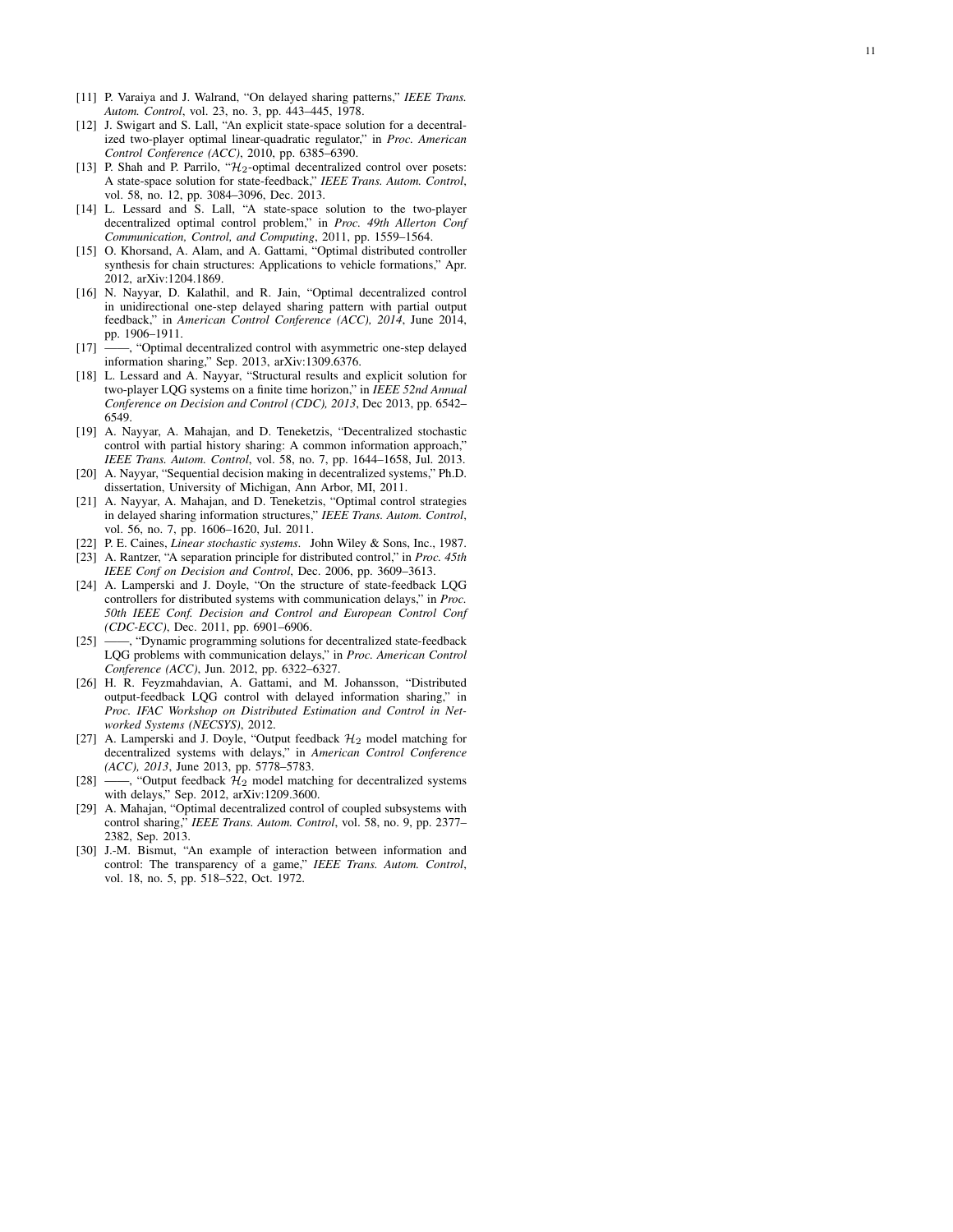[11] P. Varaiya and J. Walrand, "On delayed sharing patterns," *IEEE Trans. Autom. Control*, vol. 23, no. 3, pp. 443–445, 1978.

[12] J. Swigart and S. Lall, "An explicit state-space solution for a decentralized two-player optimal linear-quadratic regulator," in *Proc. American Control Conference (ACC)*, 2010, pp. 6385–6390.

[13] P. Shah and P. Parrilo, "$\mathcal{H}_2$-optimal decentralized control over posets: A state-space solution for state-feedback," *IEEE Trans. Autom. Control*, vol. 58, no. 12, pp. 3084–3096, Dec. 2013.

[14] L. Lessard and S. Lall, "A state-space solution to the two-player decentralized optimal control problem," in *Proc. 49th Allerton Conf Communication, Control, and Computing*, 2011, pp. 1559–1564.

[15] O. Khorsand, A. Alam, and A. Gattami, "Optimal distributed controller synthesis for chain structures: Applications to vehicle formations," Apr. 2012, arXiv:1204.1869.

[16] N. Nayyar, D. Kalathil, and R. Jain, "Optimal decentralized control in unidirectional one-step delayed sharing pattern with partial output feedback," in *American Control Conference (ACC), 2014*, June 2014, pp. 1906–1911.

[17] ——, "Optimal decentralized control with asymmetric one-step delayed information sharing," Sep. 2013, arXiv:1309.6376.

[18] L. Lessard and A. Nayyar, "Structural results and explicit solution for two-player LQG systems on a finite time horizon," in *IEEE 52nd Annual Conference on Decision and Control (CDC), 2013*, Dec 2013, pp. 6542–6549.

[19] A. Nayyar, A. Mahajan, and D. Teneketzis, "Decentralized stochastic control with partial history sharing: A common information approach," *IEEE Trans. Autom. Control*, vol. 58, no. 7, pp. 1644–1658, Jul. 2013.

[20] A. Nayyar, "Sequential decision making in decentralized systems," Ph.D. dissertation, University of Michigan, Ann Arbor, MI, 2011.

[21] A. Nayyar, A. Mahajan, and D. Teneketzis, "Optimal control strategies in delayed sharing information structures," *IEEE Trans. Autom. Control*, vol. 56, no. 7, pp. 1606–1620, Jul. 2011.

[22] P. E. Caines, *Linear stochastic systems*. John Wiley & Sons, Inc., 1987.

[23] A. Rantzer, "A separation principle for distributed control," in *Proc. 45th IEEE Conf on Decision and Control*, Dec. 2006, pp. 3609–3613.

[24] A. Lamperski and J. Doyle, "On the structure of state-feedback LQG controllers for distributed systems with communication delays," in *Proc. 50th IEEE Conf. Decision and Control and European Control Conf (CDC-ECC)*, Dec. 2011, pp. 6901–6906.

[25] ——, "Dynamic programming solutions for decentralized state-feedback LQG problems with communication delays," in *Proc. American Control Conference (ACC)*, Jun. 2012, pp. 6322–6327.

[26] H. R. Feyzmahdavian, A. Gattami, and M. Johansson, "Distributed output-feedback LQG control with delayed information sharing," in *Proc. IFAC Workshop on Distributed Estimation and Control in Networked Systems (NECSYS)*, 2012.

[27] A. Lamperski and J. Doyle, "Output feedback $\mathcal{H}_2$ model matching for decentralized systems with delays," in *American Control Conference (ACC), 2013*, June 2013, pp. 5778–5783.

[28] ——, "Output feedback $\mathcal{H}_2$ model matching for decentralized systems with delays," Sep. 2012, arXiv:1209.3600.

[29] A. Mahajan, "Optimal decentralized control of coupled subsystems with control sharing," *IEEE Trans. Autom. Control*, vol. 58, no. 9, pp. 2377–2382, Sep. 2013.

[30] J.-M. Bismut, "An example of interaction between information and control: The transparency of a game," *IEEE Trans. Autom. Control*, vol. 18, no. 5, pp. 518–522, Oct. 1972.